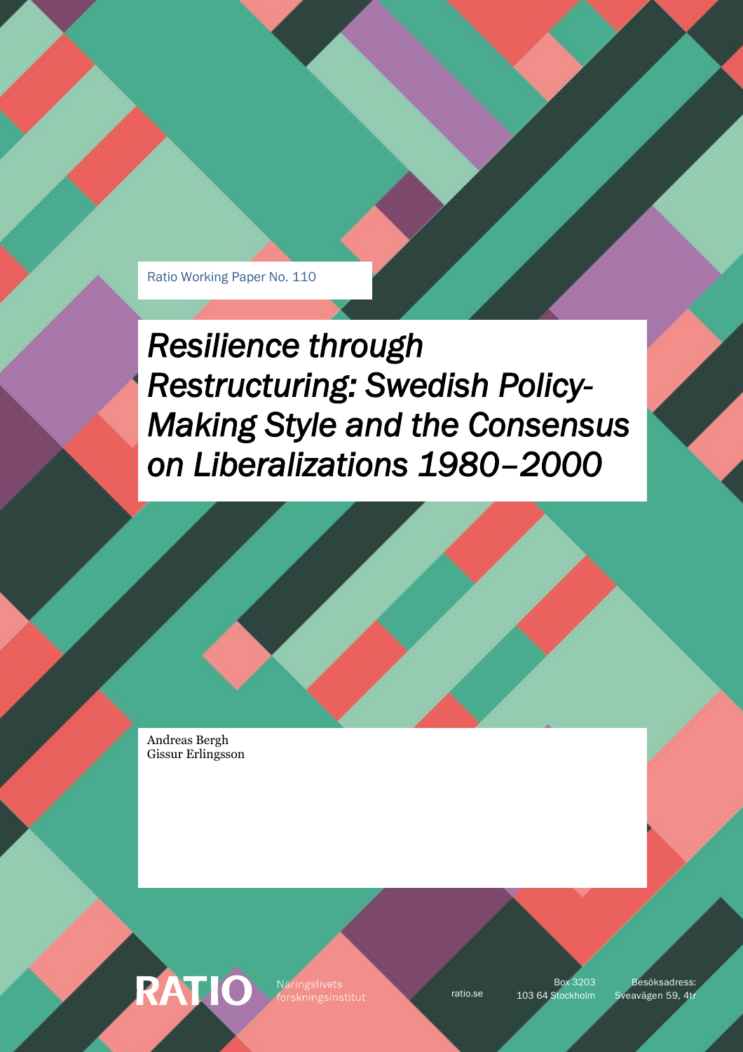Ratio Working Paper No. 110

# *Resilience through Restructuring: Swedish Policy-Making Style and the Consensus on Liberalizations 1980–2000*

Andreas Bergh
Gissur Erlingsson

RATIO Näringslivets forskningsinstitut

ratio.se

Box 3203
103 64 Stockholm

Besöksadress:
Sveavägen 59, 4tr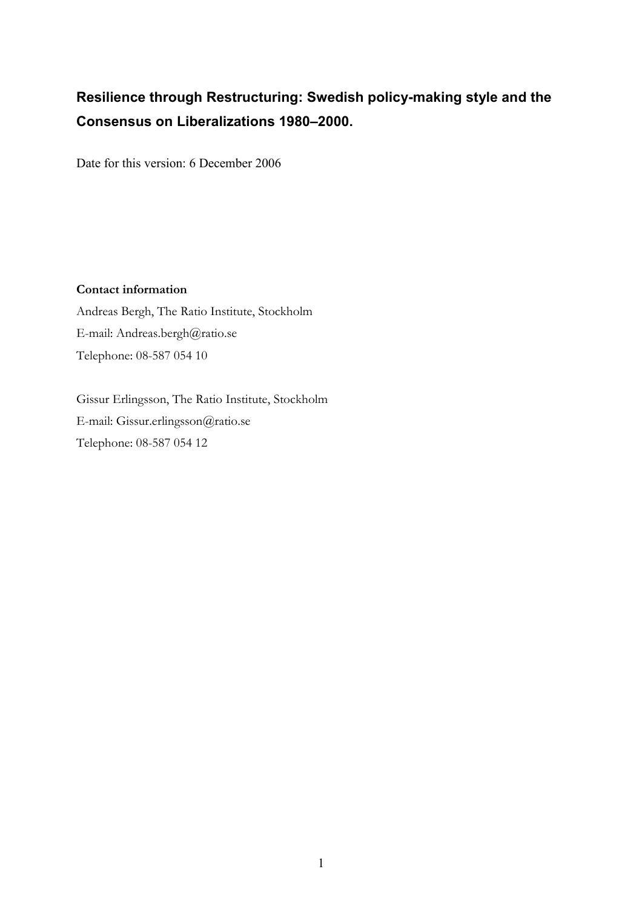# Resilience through Restructuring: Swedish policy-making style and the Consensus on Liberalizations 1980–2000.

Date for this version: 6 December 2006

**Contact information**

Andreas Bergh, The Ratio Institute, Stockholm

E-mail: Andreas.bergh@ratio.se

Telephone: 08-587 054 10

Gissur Erlingsson, The Ratio Institute, Stockholm

E-mail: Gissur.erlingsson@ratio.se

Telephone: 08-587 054 12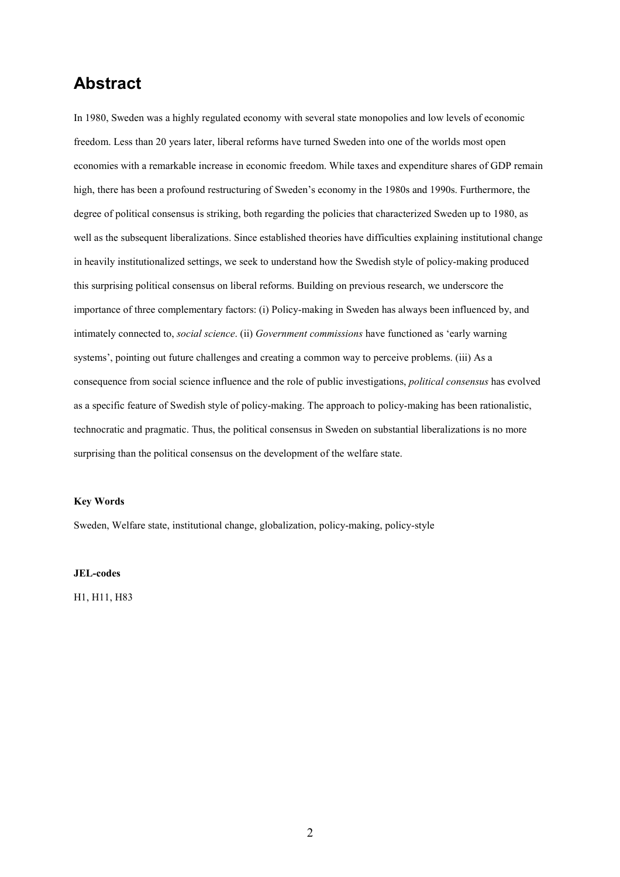# Abstract

In 1980, Sweden was a highly regulated economy with several state monopolies and low levels of economic freedom. Less than 20 years later, liberal reforms have turned Sweden into one of the worlds most open economies with a remarkable increase in economic freedom. While taxes and expenditure shares of GDP remain high, there has been a profound restructuring of Sweden's economy in the 1980s and 1990s. Furthermore, the degree of political consensus is striking, both regarding the policies that characterized Sweden up to 1980, as well as the subsequent liberalizations. Since established theories have difficulties explaining institutional change in heavily institutionalized settings, we seek to understand how the Swedish style of policy-making produced this surprising political consensus on liberal reforms. Building on previous research, we underscore the importance of three complementary factors: (i) Policy-making in Sweden has always been influenced by, and intimately connected to, *social science*. (ii) *Government commissions* have functioned as 'early warning systems', pointing out future challenges and creating a common way to perceive problems. (iii) As a consequence from social science influence and the role of public investigations, *political consensus* has evolved as a specific feature of Swedish style of policy-making. The approach to policy-making has been rationalistic, technocratic and pragmatic. Thus, the political consensus in Sweden on substantial liberalizations is no more surprising than the political consensus on the development of the welfare state.

**Key Words**

Sweden, Welfare state, institutional change, globalization, policy-making, policy-style

**JEL-codes**

H1, H11, H83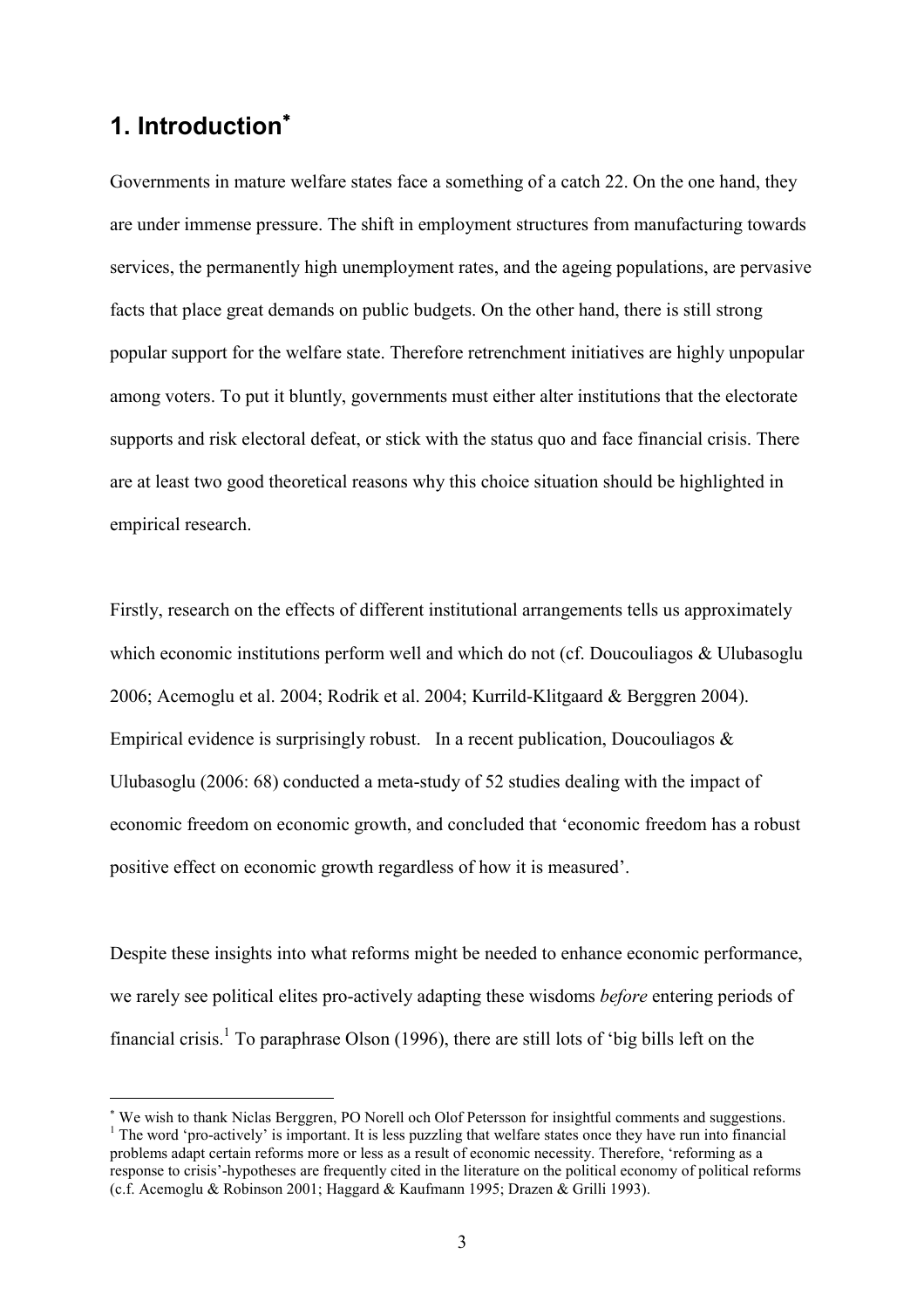# 1. Introduction[*]

Governments in mature welfare states face a something of a catch 22. On the one hand, they are under immense pressure. The shift in employment structures from manufacturing towards services, the permanently high unemployment rates, and the ageing populations, are pervasive facts that place great demands on public budgets. On the other hand, there is still strong popular support for the welfare state. Therefore retrenchment initiatives are highly unpopular among voters. To put it bluntly, governments must either alter institutions that the electorate supports and risk electoral defeat, or stick with the status quo and face financial crisis. There are at least two good theoretical reasons why this choice situation should be highlighted in empirical research.

Firstly, research on the effects of different institutional arrangements tells us approximately which economic institutions perform well and which do not (cf. Doucouliagos & Ulubasoglu 2006; Acemoglu et al. 2004; Rodrik et al. 2004; Kurrild-Klitgaard & Berggren 2004). Empirical evidence is surprisingly robust. In a recent publication, Doucouliagos & Ulubasoglu (2006: 68) conducted a meta-study of 52 studies dealing with the impact of economic freedom on economic growth, and concluded that 'economic freedom has a robust positive effect on economic growth regardless of how it is measured'.

Despite these insights into what reforms might be needed to enhance economic performance, we rarely see political elites pro-actively adapting these wisdoms *before* entering periods of financial crisis.[1] To paraphrase Olson (1996), there are still lots of 'big bills left on the

---

[*] We wish to thank Niclas Berggren, PO Norell och Olof Petersson for insightful comments and suggestions.

[1] The word 'pro-actively' is important. It is less puzzling that welfare states once they have run into financial problems adapt certain reforms more or less as a result of economic necessity. Therefore, 'reforming as a response to crisis'-hypotheses are frequently cited in the literature on the political economy of political reforms (c.f. Acemoglu & Robinson 2001; Haggard & Kaufmann 1995; Drazen & Grilli 1993).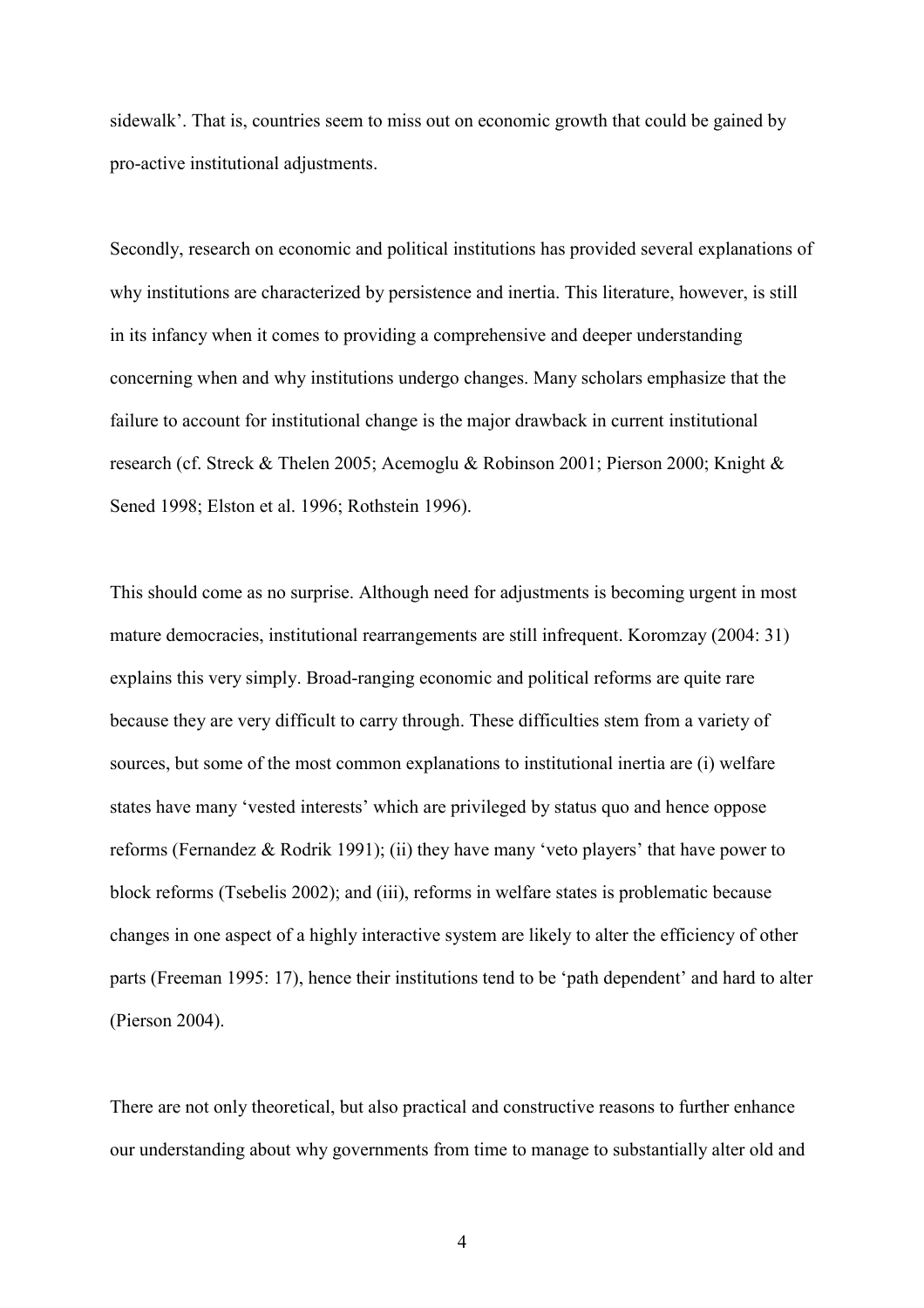sidewalk'. That is, countries seem to miss out on economic growth that could be gained by pro-active institutional adjustments.

Secondly, research on economic and political institutions has provided several explanations of why institutions are characterized by persistence and inertia. This literature, however, is still in its infancy when it comes to providing a comprehensive and deeper understanding concerning when and why institutions undergo changes. Many scholars emphasize that the failure to account for institutional change is the major drawback in current institutional research (cf. Streck & Thelen 2005; Acemoglu & Robinson 2001; Pierson 2000; Knight & Sened 1998; Elston et al. 1996; Rothstein 1996).

This should come as no surprise. Although need for adjustments is becoming urgent in most mature democracies, institutional rearrangements are still infrequent. Koromzay (2004: 31) explains this very simply. Broad-ranging economic and political reforms are quite rare because they are very difficult to carry through. These difficulties stem from a variety of sources, but some of the most common explanations to institutional inertia are (i) welfare states have many 'vested interests' which are privileged by status quo and hence oppose reforms (Fernandez & Rodrik 1991); (ii) they have many 'veto players' that have power to block reforms (Tsebelis 2002); and (iii), reforms in welfare states is problematic because changes in one aspect of a highly interactive system are likely to alter the efficiency of other parts (Freeman 1995: 17), hence their institutions tend to be 'path dependent' and hard to alter (Pierson 2004).

There are not only theoretical, but also practical and constructive reasons to further enhance our understanding about why governments from time to manage to substantially alter old and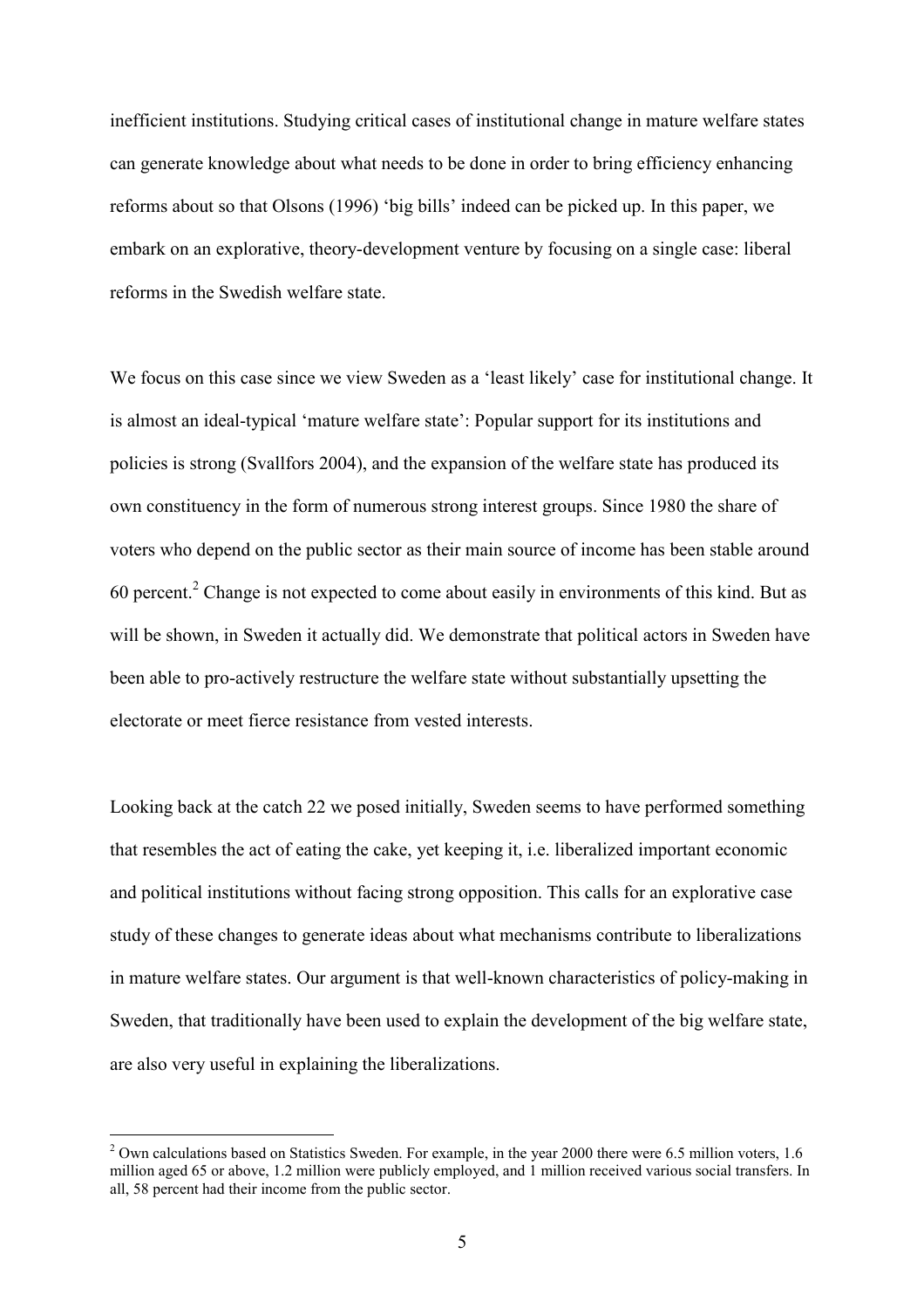inefficient institutions. Studying critical cases of institutional change in mature welfare states can generate knowledge about what needs to be done in order to bring efficiency enhancing reforms about so that Olsons (1996) 'big bills' indeed can be picked up. In this paper, we embark on an explorative, theory-development venture by focusing on a single case: liberal reforms in the Swedish welfare state.

We focus on this case since we view Sweden as a 'least likely' case for institutional change. It is almost an ideal-typical 'mature welfare state': Popular support for its institutions and policies is strong (Svallfors 2004), and the expansion of the welfare state has produced its own constituency in the form of numerous strong interest groups. Since 1980 the share of voters who depend on the public sector as their main source of income has been stable around 60 percent.[2] Change is not expected to come about easily in environments of this kind. But as will be shown, in Sweden it actually did. We demonstrate that political actors in Sweden have been able to pro-actively restructure the welfare state without substantially upsetting the electorate or meet fierce resistance from vested interests.

Looking back at the catch 22 we posed initially, Sweden seems to have performed something that resembles the act of eating the cake, yet keeping it, i.e. liberalized important economic and political institutions without facing strong opposition. This calls for an explorative case study of these changes to generate ideas about what mechanisms contribute to liberalizations in mature welfare states. Our argument is that well-known characteristics of policy-making in Sweden, that traditionally have been used to explain the development of the big welfare state, are also very useful in explaining the liberalizations.

[2] Own calculations based on Statistics Sweden. For example, in the year 2000 there were 6.5 million voters, 1.6 million aged 65 or above, 1.2 million were publicly employed, and 1 million received various social transfers. In all, 58 percent had their income from the public sector.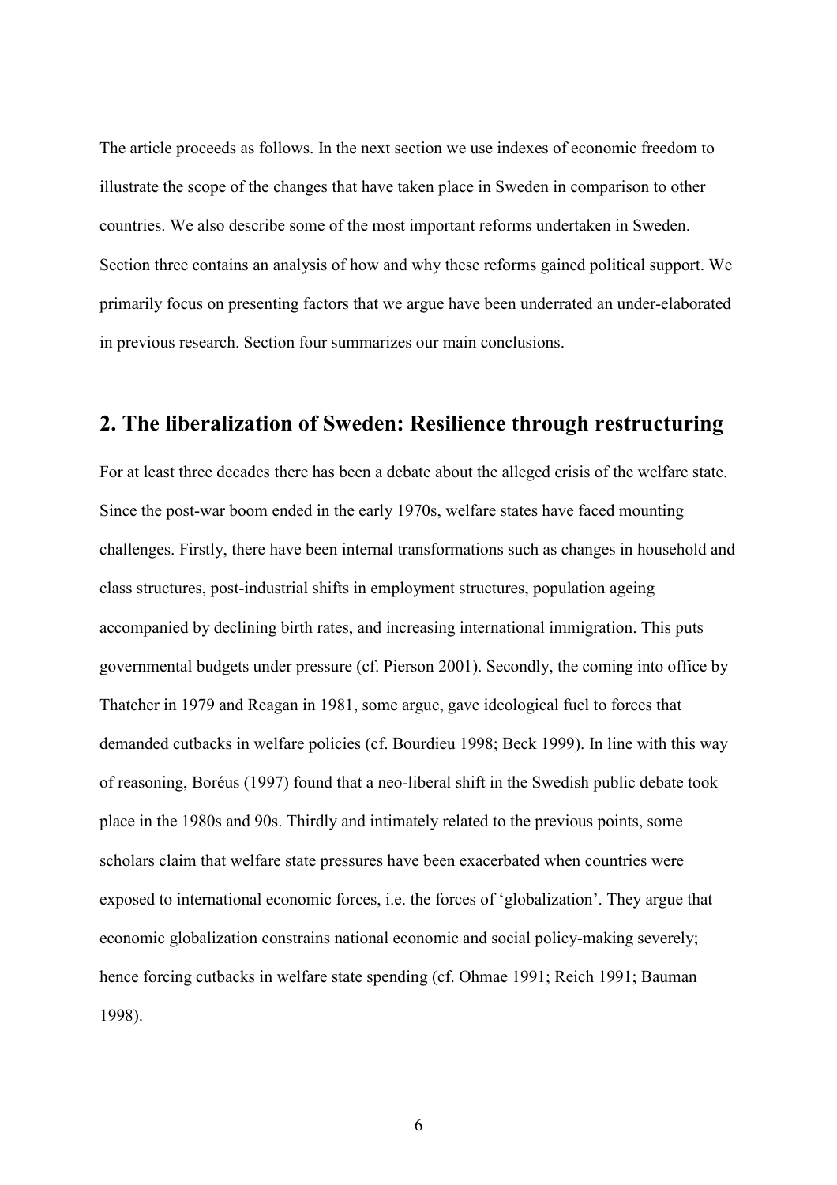The article proceeds as follows. In the next section we use indexes of economic freedom to illustrate the scope of the changes that have taken place in Sweden in comparison to other countries. We also describe some of the most important reforms undertaken in Sweden. Section three contains an analysis of how and why these reforms gained political support. We primarily focus on presenting factors that we argue have been underrated an under-elaborated in previous research. Section four summarizes our main conclusions.

## 2. The liberalization of Sweden: Resilience through restructuring

For at least three decades there has been a debate about the alleged crisis of the welfare state. Since the post-war boom ended in the early 1970s, welfare states have faced mounting challenges. Firstly, there have been internal transformations such as changes in household and class structures, post-industrial shifts in employment structures, population ageing accompanied by declining birth rates, and increasing international immigration. This puts governmental budgets under pressure (cf. Pierson 2001). Secondly, the coming into office by Thatcher in 1979 and Reagan in 1981, some argue, gave ideological fuel to forces that demanded cutbacks in welfare policies (cf. Bourdieu 1998; Beck 1999). In line with this way of reasoning, Boréus (1997) found that a neo-liberal shift in the Swedish public debate took place in the 1980s and 90s. Thirdly and intimately related to the previous points, some scholars claim that welfare state pressures have been exacerbated when countries were exposed to international economic forces, i.e. the forces of 'globalization'. They argue that economic globalization constrains national economic and social policy-making severely; hence forcing cutbacks in welfare state spending (cf. Ohmae 1991; Reich 1991; Bauman 1998).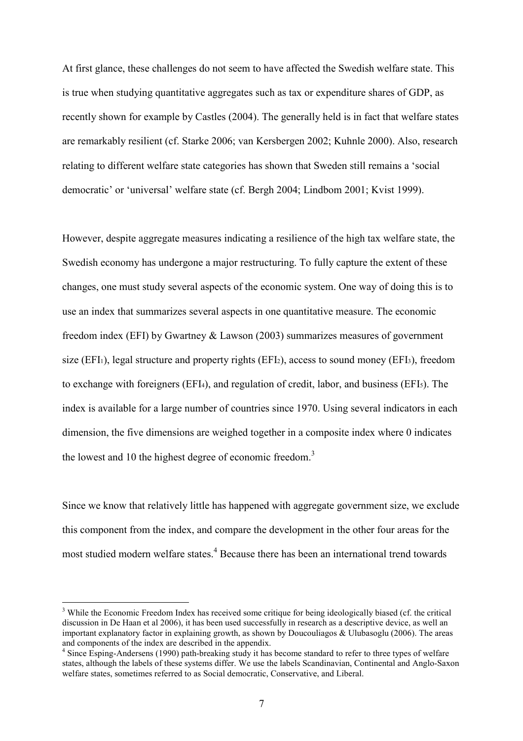At first glance, these challenges do not seem to have affected the Swedish welfare state. This is true when studying quantitative aggregates such as tax or expenditure shares of GDP, as recently shown for example by Castles (2004). The generally held is in fact that welfare states are remarkably resilient (cf. Starke 2006; van Kersbergen 2002; Kuhnle 2000). Also, research relating to different welfare state categories has shown that Sweden still remains a 'social democratic' or 'universal' welfare state (cf. Bergh 2004; Lindbom 2001; Kvist 1999).

However, despite aggregate measures indicating a resilience of the high tax welfare state, the Swedish economy has undergone a major restructuring. To fully capture the extent of these changes, one must study several aspects of the economic system. One way of doing this is to use an index that summarizes several aspects in one quantitative measure. The economic freedom index (EFI) by Gwartney & Lawson (2003) summarizes measures of government size ($EFI_1$), legal structure and property rights ($EFI_2$), access to sound money ($EFI_3$), freedom to exchange with foreigners ($EFI_4$), and regulation of credit, labor, and business ($EFI_5$). The index is available for a large number of countries since 1970. Using several indicators in each dimension, the five dimensions are weighed together in a composite index where 0 indicates the lowest and 10 the highest degree of economic freedom.[3]

Since we know that relatively little has happened with aggregate government size, we exclude this component from the index, and compare the development in the other four areas for the most studied modern welfare states.[4] Because there has been an international trend towards

[3] While the Economic Freedom Index has received some critique for being ideologically biased (cf. the critical discussion in De Haan et al 2006), it has been used successfully in research as a descriptive device, as well an important explanatory factor in explaining growth, as shown by Doucouliagos & Ulubasoglu (2006). The areas and components of the index are described in the appendix.

[4] Since Esping-Andersens (1990) path-breaking study it has become standard to refer to three types of welfare states, although the labels of these systems differ. We use the labels Scandinavian, Continental and Anglo-Saxon welfare states, sometimes referred to as Social democratic, Conservative, and Liberal.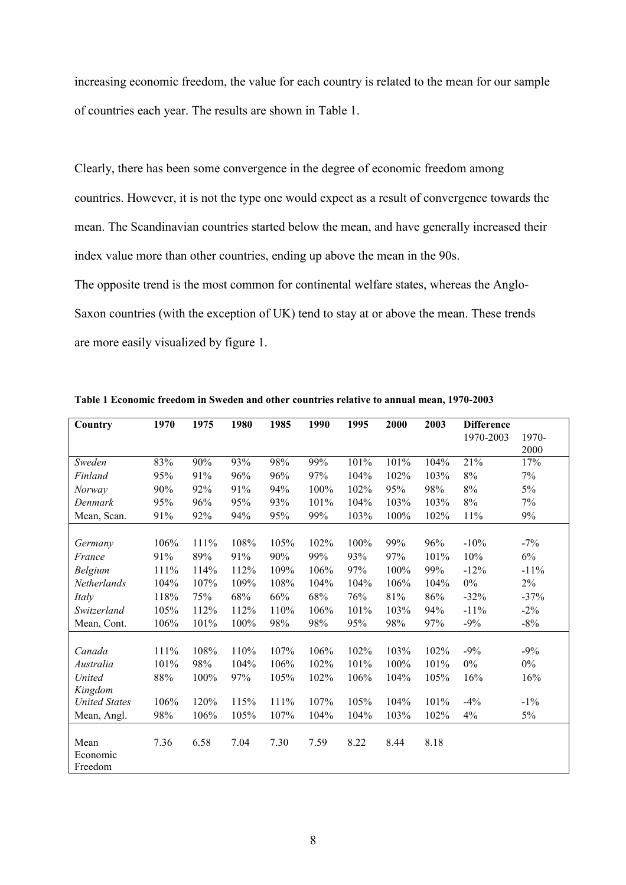increasing economic freedom, the value for each country is related to the mean for our sample of countries each year. The results are shown in Table 1.

Clearly, there has been some convergence in the degree of economic freedom among countries. However, it is not the type one would expect as a result of convergence towards the mean. The Scandinavian countries started below the mean, and have generally increased their index value more than other countries, ending up above the mean in the 90s.
The opposite trend is the most common for continental welfare states, whereas the Anglo-Saxon countries (with the exception of UK) tend to stay at or above the mean. These trends are more easily visualized by figure 1.

**Table 1 Economic freedom in Sweden and other countries relative to annual mean, 1970-2003**

| Country | 1970 | 1975 | 1980 | 1985 | 1990 | 1995 | 2000 | 2003 | Difference 1970-2003 | 1970-2000 |
|---|---|---|---|---|---|---|---|---|---|---|
| *Sweden* | 83% | 90% | 93% | 98% | 99% | 101% | 101% | 104% | 21% | 17% |
| *Finland* | 95% | 91% | 96% | 96% | 97% | 104% | 102% | 103% | 8% | 7% |
| *Norway* | 90% | 92% | 91% | 94% | 100% | 102% | 95% | 98% | 8% | 5% |
| *Denmark* | 95% | 96% | 95% | 93% | 101% | 104% | 103% | 103% | 8% | 7% |
| Mean, Scan. | 91% | 92% | 94% | 95% | 99% | 103% | 100% | 102% | 11% | 9% |
| *Germany* | 106% | 111% | 108% | 105% | 102% | 100% | 99% | 96% | -10% | -7% |
| *France* | 91% | 89% | 91% | 90% | 99% | 93% | 97% | 101% | 10% | 6% |
| *Belgium* | 111% | 114% | 112% | 109% | 106% | 97% | 100% | 99% | -12% | -11% |
| *Netherlands* | 104% | 107% | 109% | 108% | 104% | 104% | 106% | 104% | 0% | 2% |
| *Italy* | 118% | 75% | 68% | 66% | 68% | 76% | 81% | 86% | -32% | -37% |
| *Switzerland* | 105% | 112% | 112% | 110% | 106% | 101% | 103% | 94% | -11% | -2% |
| Mean, Cont. | 106% | 101% | 100% | 98% | 98% | 95% | 98% | 97% | -9% | -8% |
| *Canada* | 111% | 108% | 110% | 107% | 106% | 102% | 103% | 102% | -9% | -9% |
| *Australia* | 101% | 98% | 104% | 106% | 102% | 101% | 100% | 101% | 0% | 0% |
| *United Kingdom* | 88% | 100% | 97% | 105% | 102% | 106% | 104% | 105% | 16% | 16% |
| *United States* | 106% | 120% | 115% | 111% | 107% | 105% | 104% | 101% | -4% | -1% |
| Mean, Angl. | 98% | 106% | 105% | 107% | 104% | 104% | 103% | 102% | 4% | 5% |
| Mean Economic Freedom | 7.36 | 6.58 | 7.04 | 7.30 | 7.59 | 8.22 | 8.44 | 8.18 | | |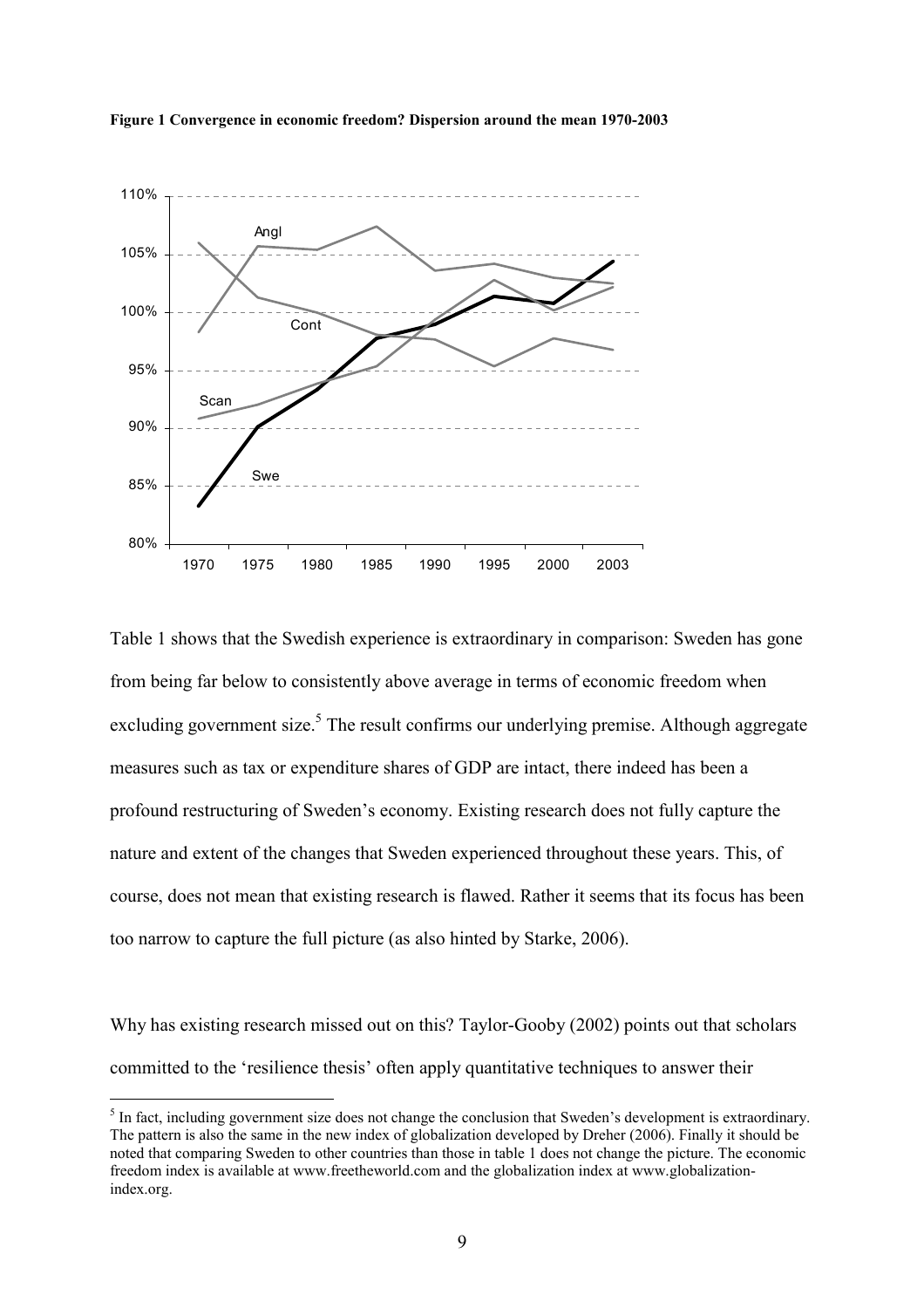**Figure 1 Convergence in economic freedom? Dispersion around the mean 1970-2003**

Table 1 shows that the Swedish experience is extraordinary in comparison: Sweden has gone from being far below to consistently above average in terms of economic freedom when excluding government size.[5] The result confirms our underlying premise. Although aggregate measures such as tax or expenditure shares of GDP are intact, there indeed has been a profound restructuring of Sweden's economy. Existing research does not fully capture the nature and extent of the changes that Sweden experienced throughout these years. This, of course, does not mean that existing research is flawed. Rather it seems that its focus has been too narrow to capture the full picture (as also hinted by Starke, 2006).

Why has existing research missed out on this? Taylor-Gooby (2002) points out that scholars committed to the 'resilience thesis' often apply quantitative techniques to answer their

[5] In fact, including government size does not change the conclusion that Sweden's development is extraordinary. The pattern is also the same in the new index of globalization developed by Dreher (2006). Finally it should be noted that comparing Sweden to other countries than those in table 1 does not change the picture. The economic freedom index is available at www.freetheworld.com and the globalization index at www.globalization-index.org.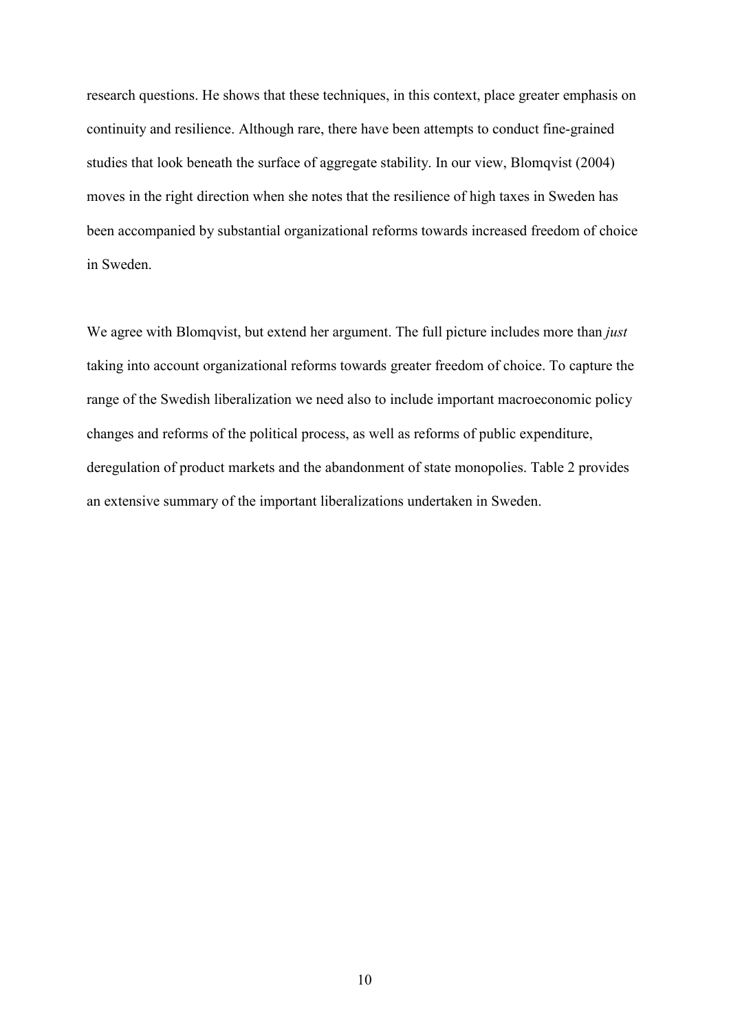research questions. He shows that these techniques, in this context, place greater emphasis on continuity and resilience. Although rare, there have been attempts to conduct fine-grained studies that look beneath the surface of aggregate stability. In our view, Blomqvist (2004) moves in the right direction when she notes that the resilience of high taxes in Sweden has been accompanied by substantial organizational reforms towards increased freedom of choice in Sweden.

We agree with Blomqvist, but extend her argument. The full picture includes more than *just* taking into account organizational reforms towards greater freedom of choice. To capture the range of the Swedish liberalization we need also to include important macroeconomic policy changes and reforms of the political process, as well as reforms of public expenditure, deregulation of product markets and the abandonment of state monopolies. Table 2 provides an extensive summary of the important liberalizations undertaken in Sweden.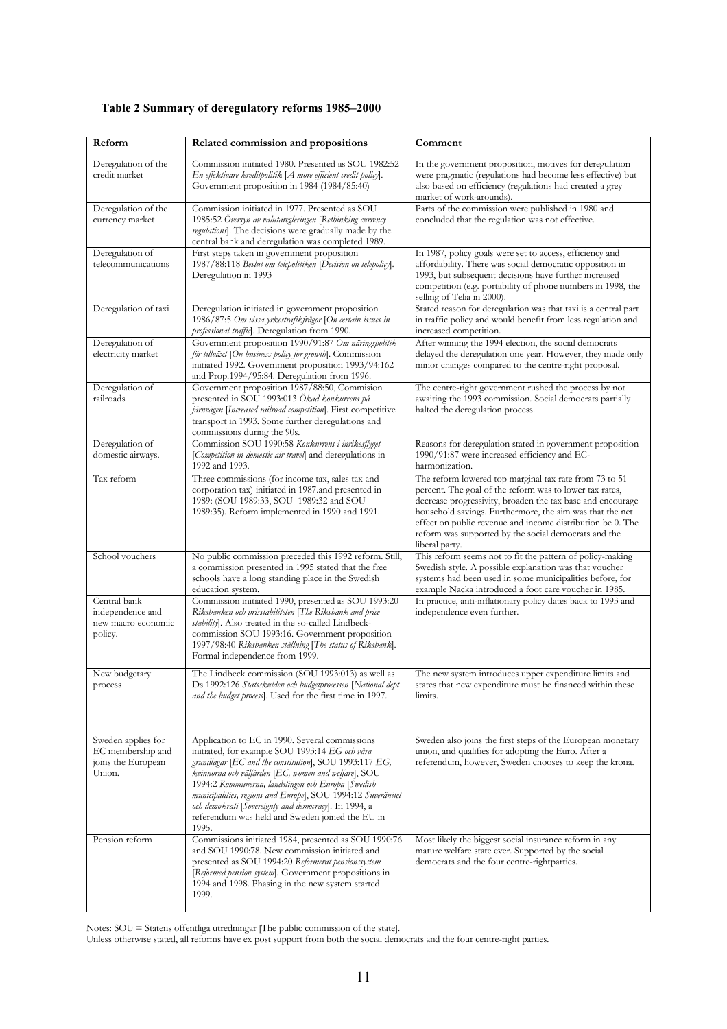### Table 2 Summary of deregulatory reforms 1985–2000

| Reform | Related commission and propositions | Comment |
|---|---|---|
| Deregulation of the credit market | Commission initiated 1980. Presented as SOU 1982:52 *En effektivare kreditpolitik* [*A more efficient credit policy*]. Government proposition in 1984 (1984/85:40) | In the government proposition, motives for deregulation were pragmatic (regulations had become less effective) but also based on efficiency (regulations had created a grey market of work-arounds). |
| Deregulation of the currency market | Commission initiated in 1977. Presented as SOU 1985:52 *Översyn av valutaregleringen* [*Rethinking currency regulations*]. The decisions were gradually made by the central bank and deregulation was completed 1989. | Parts of the commission were published in 1980 and concluded that the regulation was not effective. |
| Deregulation of telecommunications | First steps taken in government proposition 1987/88:118 *Beslut om telepolitiken* [*Decision on telepolicy*]. Deregulation in 1993 | In 1987, policy goals were set to access, efficiency and affordability. There was social democratic opposition in 1993, but subsequent decisions have further increased competition (e.g. portability of phone numbers in 1998, the selling of Telia in 2000). |
| Deregulation of taxi | Deregulation initiated in government proposition 1986/87:5 *Om vissa yrkestrafikfrågor* [*On certain issues in professional traffic*]. Deregulation from 1990. | Stated reason for deregulation was that taxi is a central part in traffic policy and would benefit from less regulation and increased competition. |
| Deregulation of electricity market | Government proposition 1990/91:87 *Om näringspolitik för tillväxt* [*On business policy for growth*]. Commission initiated 1992. Government proposition 1993/94:162 and Prop.1994/95:84. Deregulation from 1996. | After winning the 1994 election, the social democrats delayed the deregulation one year. However, they made only minor changes compared to the centre-right proposal. |
| Deregulation of railroads | Government proposition 1987/88:50, Commision presented in SOU 1993:013 *Ökad konkurrens på järnvägen* [*Increased railroad competition*]. First competitive transport in 1993. Some further deregulations and commissions during the 90s. | The centre-right government rushed the process by not awaiting the 1993 commission. Social democrats partially halted the deregulation process. |
| Deregulation of domestic airways. | Commission SOU 1990:58 *Konkurrens i inrikesflyget* [*Competition in domestic air travel*] and deregulations in 1992 and 1993. | Reasons for deregulation stated in government proposition 1990/91:87 were increased efficiency and EC-harmonization. |
| Tax reform | Three commissions (for income tax, sales tax and corporation tax) initiated in 1987.and presented in 1989: (SOU 1989:33, SOU 1989:32 and SOU 1989:35). Reform implemented in 1990 and 1991. | The reform lowered top marginal tax rate from 73 to 51 percent. The goal of the reform was to lower tax rates, decrease progressivity, broaden the tax base and encourage household savings. Furthermore, the aim was that the net effect on public revenue and income distribution be 0. The reform was supported by the social democrats and the liberal party. |
| School vouchers | No public commission preceded this 1992 reform. Still, a commission presented in 1995 stated that the free schools have a long standing place in the Swedish education system. | This reform seems not to fit the pattern of policy-making Swedish style. A possible explanation was that voucher systems had been used in some municipalities before, for example Nacka introduced a foot care voucher in 1985. |
| Central bank independence and new macro economic policy. | Commission initiated 1990, presented as SOU 1993:20 *Riksbanken och prisstabiliteten* [*The Riksbank and price stability*]. Also treated in the so-called Lindbeck-commission SOU 1993:16. Government proposition 1997/98:40 *Riksbanken ställning* [*The status of Riksbank*]. Formal independence from 1999. | In practice, anti-inflationary policy dates back to 1993 and independence even further. |
| New budgetary process | The Lindbeck commission (SOU 1993:013) as well as Ds 1992:126 *Statsskulden och budgetprocessen* [*National dept and the budget process*]. Used for the first time in 1997. | The new system introduces upper expenditure limits and states that new expenditure must be financed within these limits. |
| Sweden applies for EC membership and joins the European Union. | Application to EC in 1990. Several commissions initiated, for example SOU 1993:14 *EG och våra grundlagar* [*EC and the constitution*], SOU 1993:117 *EG, kvinnorna och välfärden* [*EC, women and welfare*], SOU 1994:2 *Kommunerna, landstingen och Europa* [*Swedish municipalities, regions and Europe*], SOU 1994:12 *Suveränitet och demokrati* [*Sovereignty and democracy*]. In 1994, a referendum was held and Sweden joined the EU in 1995. | Sweden also joins the first steps of the European monetary union, and qualifies for adopting the Euro. After a referendum, however, Sweden chooses to keep the krona. |
| Pension reform | Commissions initiated 1984, presented as SOU 1990:76 and SOU 1990:78. New commission initiated and presented as SOU 1994:20 *Reformerat pensionssystem* [*Reformed pension system*]. Government propositions in 1994 and 1998. Phasing in the new system started 1999. | Most likely the biggest social insurance reform in any mature welfare state ever. Supported by the social democrats and the four centre-rightparties. |

Notes: SOU = Statens offentliga utredningar [The public commission of the state].
Unless otherwise stated, all reforms have ex post support from both the social democrats and the four centre-right parties.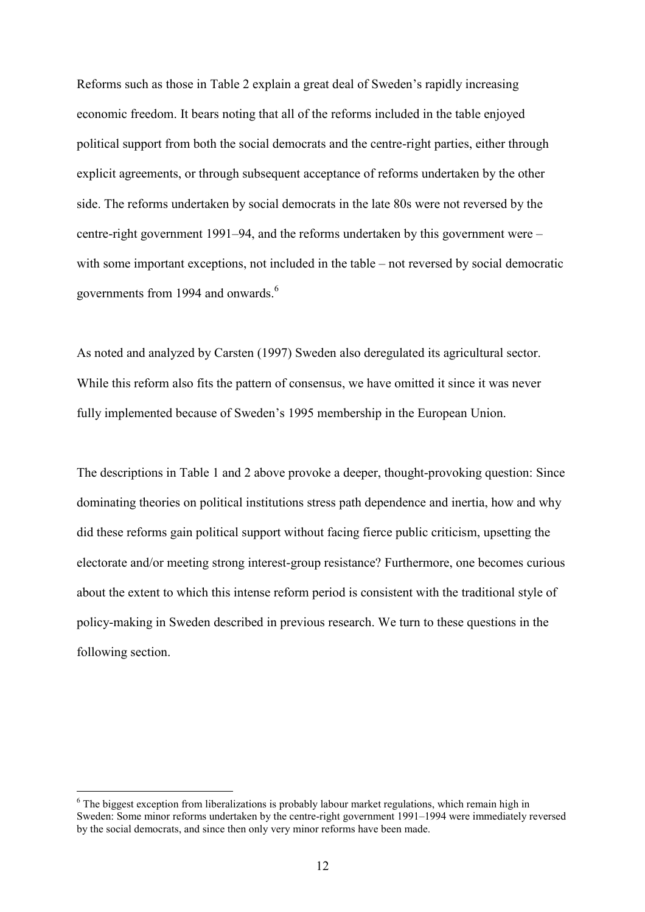Reforms such as those in Table 2 explain a great deal of Sweden's rapidly increasing economic freedom. It bears noting that all of the reforms included in the table enjoyed political support from both the social democrats and the centre-right parties, either through explicit agreements, or through subsequent acceptance of reforms undertaken by the other side. The reforms undertaken by social democrats in the late 80s were not reversed by the centre-right government 1991–94, and the reforms undertaken by this government were – with some important exceptions, not included in the table – not reversed by social democratic governments from 1994 and onwards.[6]

As noted and analyzed by Carsten (1997) Sweden also deregulated its agricultural sector. While this reform also fits the pattern of consensus, we have omitted it since it was never fully implemented because of Sweden's 1995 membership in the European Union.

The descriptions in Table 1 and 2 above provoke a deeper, thought-provoking question: Since dominating theories on political institutions stress path dependence and inertia, how and why did these reforms gain political support without facing fierce public criticism, upsetting the electorate and/or meeting strong interest-group resistance? Furthermore, one becomes curious about the extent to which this intense reform period is consistent with the traditional style of policy-making in Sweden described in previous research. We turn to these questions in the following section.

[6] The biggest exception from liberalizations is probably labour market regulations, which remain high in Sweden: Some minor reforms undertaken by the centre-right government 1991–1994 were immediately reversed by the social democrats, and since then only very minor reforms have been made.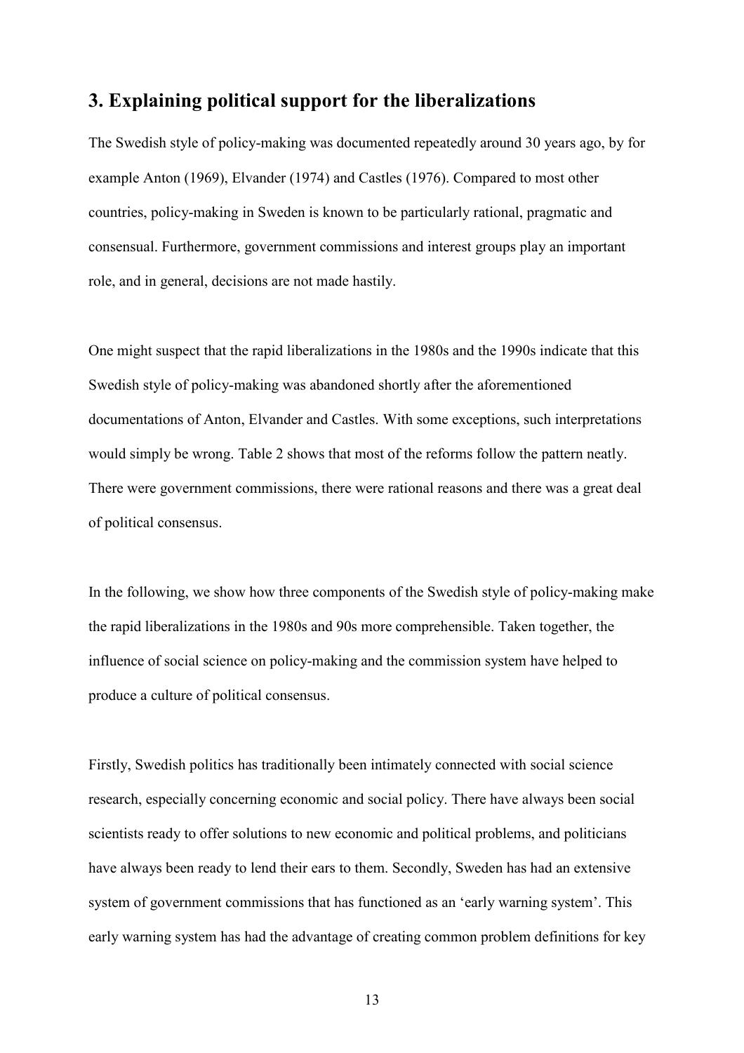## 3. Explaining political support for the liberalizations

The Swedish style of policy-making was documented repeatedly around 30 years ago, by for example Anton (1969), Elvander (1974) and Castles (1976). Compared to most other countries, policy-making in Sweden is known to be particularly rational, pragmatic and consensual. Furthermore, government commissions and interest groups play an important role, and in general, decisions are not made hastily.

One might suspect that the rapid liberalizations in the 1980s and the 1990s indicate that this Swedish style of policy-making was abandoned shortly after the aforementioned documentations of Anton, Elvander and Castles. With some exceptions, such interpretations would simply be wrong. Table 2 shows that most of the reforms follow the pattern neatly. There were government commissions, there were rational reasons and there was a great deal of political consensus.

In the following, we show how three components of the Swedish style of policy-making make the rapid liberalizations in the 1980s and 90s more comprehensible. Taken together, the influence of social science on policy-making and the commission system have helped to produce a culture of political consensus.

Firstly, Swedish politics has traditionally been intimately connected with social science research, especially concerning economic and social policy. There have always been social scientists ready to offer solutions to new economic and political problems, and politicians have always been ready to lend their ears to them. Secondly, Sweden has had an extensive system of government commissions that has functioned as an 'early warning system'. This early warning system has had the advantage of creating common problem definitions for key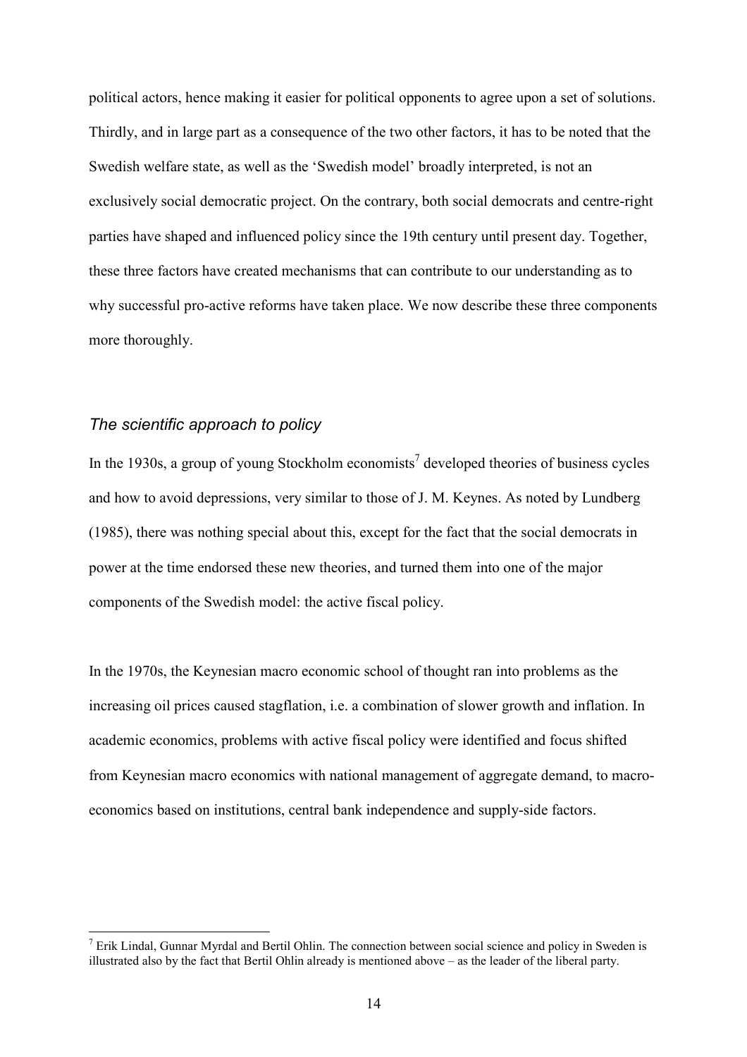political actors, hence making it easier for political opponents to agree upon a set of solutions. Thirdly, and in large part as a consequence of the two other factors, it has to be noted that the Swedish welfare state, as well as the 'Swedish model' broadly interpreted, is not an exclusively social democratic project. On the contrary, both social democrats and centre-right parties have shaped and influenced policy since the 19th century until present day. Together, these three factors have created mechanisms that can contribute to our understanding as to why successful pro-active reforms have taken place. We now describe these three components more thoroughly.

### *The scientific approach to policy*

In the 1930s, a group of young Stockholm economists[7] developed theories of business cycles and how to avoid depressions, very similar to those of J. M. Keynes. As noted by Lundberg (1985), there was nothing special about this, except for the fact that the social democrats in power at the time endorsed these new theories, and turned them into one of the major components of the Swedish model: the active fiscal policy.

In the 1970s, the Keynesian macro economic school of thought ran into problems as the increasing oil prices caused stagflation, i.e. a combination of slower growth and inflation. In academic economics, problems with active fiscal policy were identified and focus shifted from Keynesian macro economics with national management of aggregate demand, to macro-economics based on institutions, central bank independence and supply-side factors.

---

[7] Erik Lindal, Gunnar Myrdal and Bertil Ohlin. The connection between social science and policy in Sweden is illustrated also by the fact that Bertil Ohlin already is mentioned above – as the leader of the liberal party.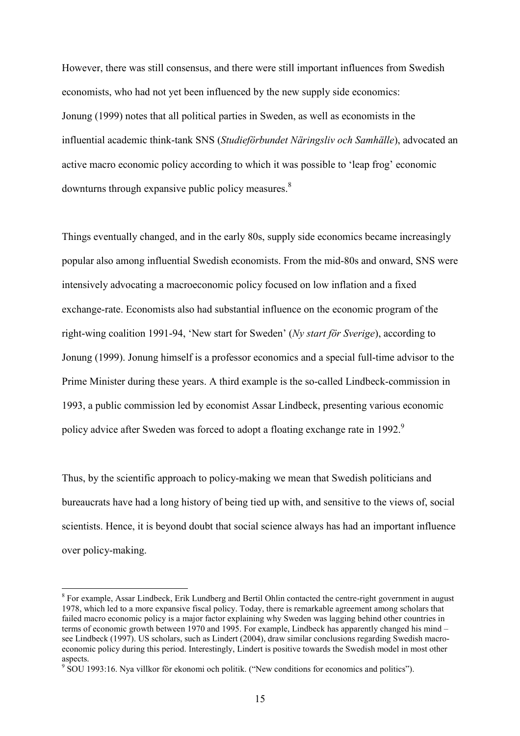However, there was still consensus, and there were still important influences from Swedish economists, who had not yet been influenced by the new supply side economics: Jonung (1999) notes that all political parties in Sweden, as well as economists in the influential academic think-tank SNS (*Studieförbundet Näringsliv och Samhälle*), advocated an active macro economic policy according to which it was possible to 'leap frog' economic downturns through expansive public policy measures.[8]

Things eventually changed, and in the early 80s, supply side economics became increasingly popular also among influential Swedish economists. From the mid-80s and onward, SNS were intensively advocating a macroeconomic policy focused on low inflation and a fixed exchange-rate. Economists also had substantial influence on the economic program of the right-wing coalition 1991-94, 'New start for Sweden' (*Ny start för Sverige*), according to Jonung (1999). Jonung himself is a professor economics and a special full-time advisor to the Prime Minister during these years. A third example is the so-called Lindbeck-commission in 1993, a public commission led by economist Assar Lindbeck, presenting various economic policy advice after Sweden was forced to adopt a floating exchange rate in 1992.[9]

Thus, by the scientific approach to policy-making we mean that Swedish politicians and bureaucrats have had a long history of being tied up with, and sensitive to the views of, social scientists. Hence, it is beyond doubt that social science always has had an important influence over policy-making.

---

[8] For example, Assar Lindbeck, Erik Lundberg and Bertil Ohlin contacted the centre-right government in august 1978, which led to a more expansive fiscal policy. Today, there is remarkable agreement among scholars that failed macro economic policy is a major factor explaining why Sweden was lagging behind other countries in terms of economic growth between 1970 and 1995. For example, Lindbeck has apparently changed his mind – see Lindbeck (1997). US scholars, such as Lindert (2004), draw similar conclusions regarding Swedish macro-economic policy during this period. Interestingly, Lindert is positive towards the Swedish model in most other aspects.

[9] SOU 1993:16. Nya villkor för ekonomi och politik. ("New conditions for economics and politics").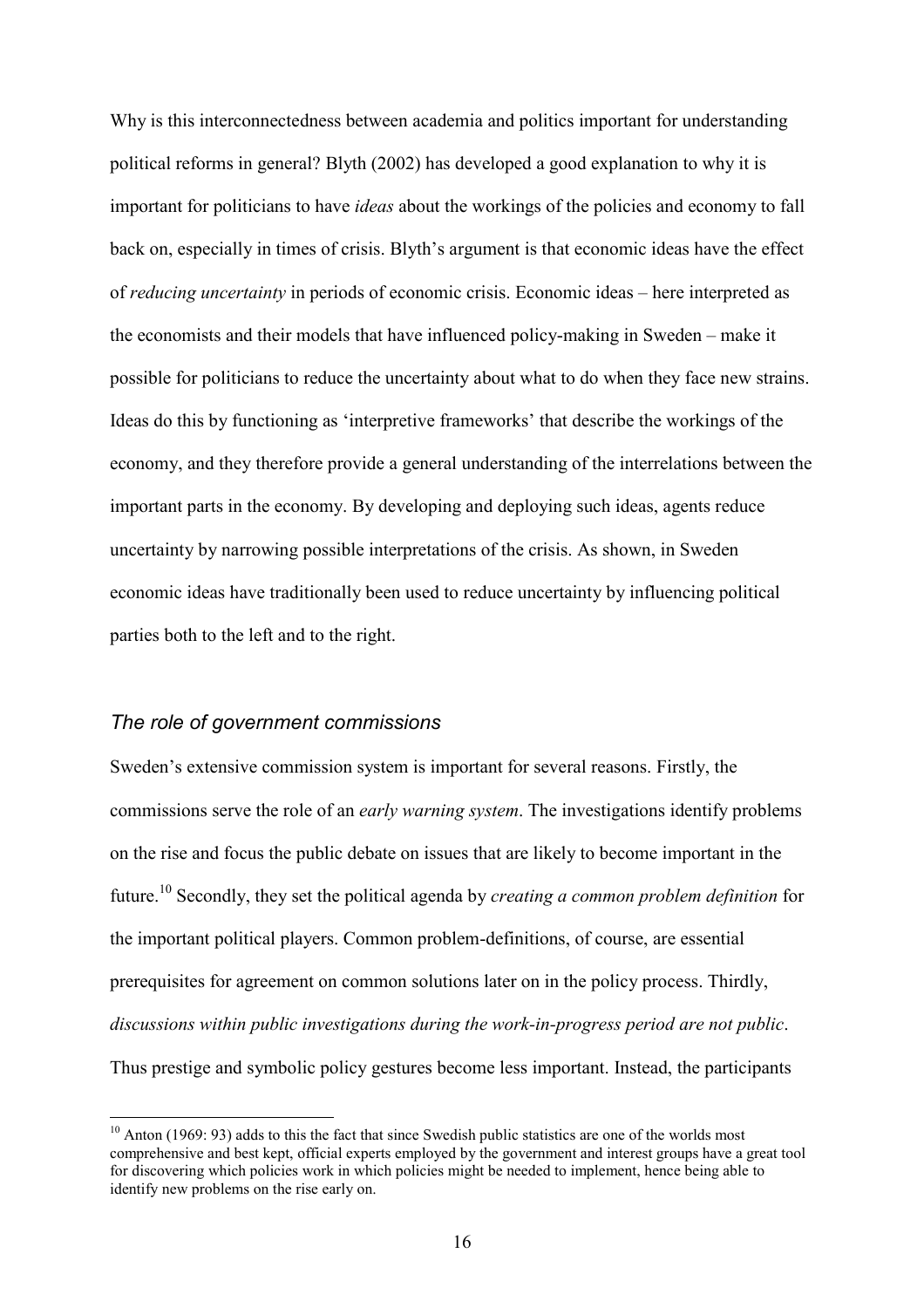Why is this interconnectedness between academia and politics important for understanding political reforms in general? Blyth (2002) has developed a good explanation to why it is important for politicians to have *ideas* about the workings of the policies and economy to fall back on, especially in times of crisis. Blyth's argument is that economic ideas have the effect of *reducing uncertainty* in periods of economic crisis. Economic ideas – here interpreted as the economists and their models that have influenced policy-making in Sweden – make it possible for politicians to reduce the uncertainty about what to do when they face new strains. Ideas do this by functioning as 'interpretive frameworks' that describe the workings of the economy, and they therefore provide a general understanding of the interrelations between the important parts in the economy. By developing and deploying such ideas, agents reduce uncertainty by narrowing possible interpretations of the crisis. As shown, in Sweden economic ideas have traditionally been used to reduce uncertainty by influencing political parties both to the left and to the right.

### *The role of government commissions*

Sweden's extensive commission system is important for several reasons. Firstly, the commissions serve the role of an *early warning system*. The investigations identify problems on the rise and focus the public debate on issues that are likely to become important in the future.[10] Secondly, they set the political agenda by *creating a common problem definition* for the important political players. Common problem-definitions, of course, are essential prerequisites for agreement on common solutions later on in the policy process. Thirdly, *discussions within public investigations during the work-in-progress period are not public*. Thus prestige and symbolic policy gestures become less important. Instead, the participants

[10] Anton (1969: 93) adds to this the fact that since Swedish public statistics are one of the worlds most comprehensive and best kept, official experts employed by the government and interest groups have a great tool for discovering which policies work in which policies might be needed to implement, hence being able to identify new problems on the rise early on.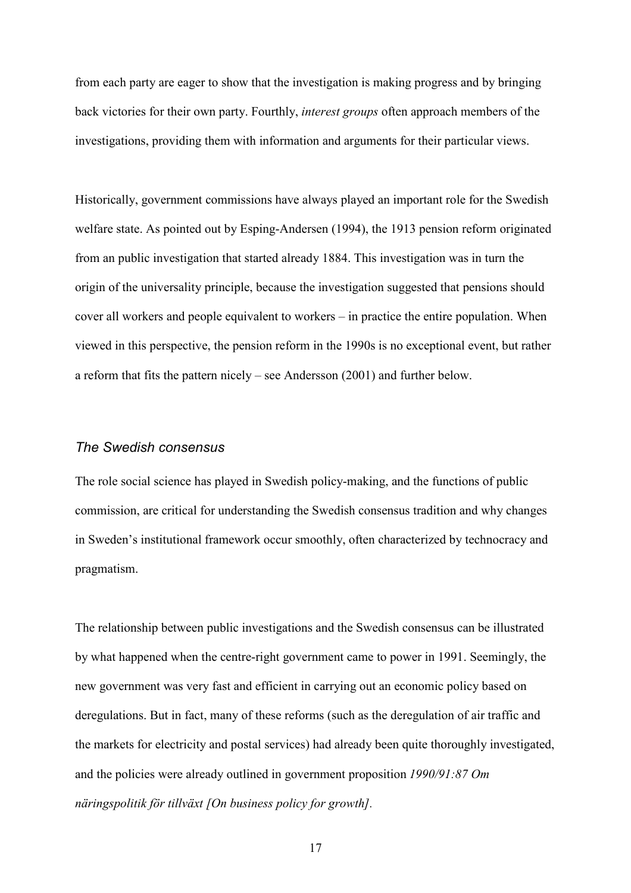from each party are eager to show that the investigation is making progress and by bringing back victories for their own party. Fourthly, *interest groups* often approach members of the investigations, providing them with information and arguments for their particular views.

Historically, government commissions have always played an important role for the Swedish welfare state. As pointed out by Esping-Andersen (1994), the 1913 pension reform originated from an public investigation that started already 1884. This investigation was in turn the origin of the universality principle, because the investigation suggested that pensions should cover all workers and people equivalent to workers – in practice the entire population. When viewed in this perspective, the pension reform in the 1990s is no exceptional event, but rather a reform that fits the pattern nicely – see Andersson (2001) and further below.

### *The Swedish consensus*

The role social science has played in Swedish policy-making, and the functions of public commission, are critical for understanding the Swedish consensus tradition and why changes in Sweden's institutional framework occur smoothly, often characterized by technocracy and pragmatism.

The relationship between public investigations and the Swedish consensus can be illustrated by what happened when the centre-right government came to power in 1991. Seemingly, the new government was very fast and efficient in carrying out an economic policy based on deregulations. But in fact, many of these reforms (such as the deregulation of air traffic and the markets for electricity and postal services) had already been quite thoroughly investigated, and the policies were already outlined in government proposition *1990/91:87 Om näringspolitik för tillväxt [On business policy for growth]*.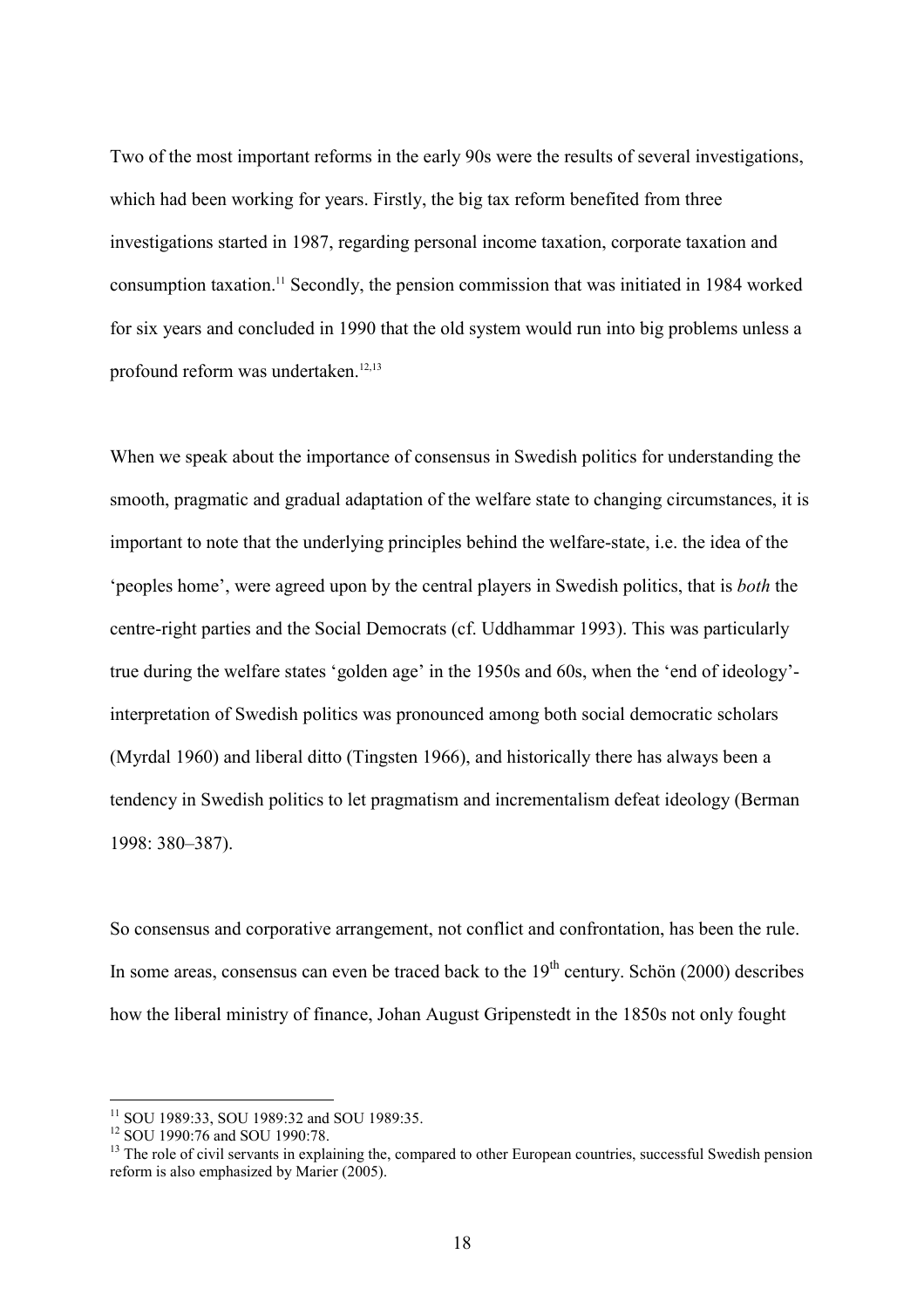Two of the most important reforms in the early 90s were the results of several investigations, which had been working for years. Firstly, the big tax reform benefited from three investigations started in 1987, regarding personal income taxation, corporate taxation and consumption taxation.[11] Secondly, the pension commission that was initiated in 1984 worked for six years and concluded in 1990 that the old system would run into big problems unless a profound reform was undertaken.[12,13]

When we speak about the importance of consensus in Swedish politics for understanding the smooth, pragmatic and gradual adaptation of the welfare state to changing circumstances, it is important to note that the underlying principles behind the welfare-state, i.e. the idea of the 'peoples home', were agreed upon by the central players in Swedish politics, that is *both* the centre-right parties and the Social Democrats (cf. Uddhammar 1993). This was particularly true during the welfare states 'golden age' in the 1950s and 60s, when the 'end of ideology'-interpretation of Swedish politics was pronounced among both social democratic scholars (Myrdal 1960) and liberal ditto (Tingsten 1966), and historically there has always been a tendency in Swedish politics to let pragmatism and incrementalism defeat ideology (Berman 1998: 380–387).

So consensus and corporative arrangement, not conflict and confrontation, has been the rule. In some areas, consensus can even be traced back to the 19th century. Schön (2000) describes how the liberal ministry of finance, Johan August Gripenstedt in the 1850s not only fought

---

[11] SOU 1989:33, SOU 1989:32 and SOU 1989:35.

[12] SOU 1990:76 and SOU 1990:78.

[13] The role of civil servants in explaining the, compared to other European countries, successful Swedish pension reform is also emphasized by Marier (2005).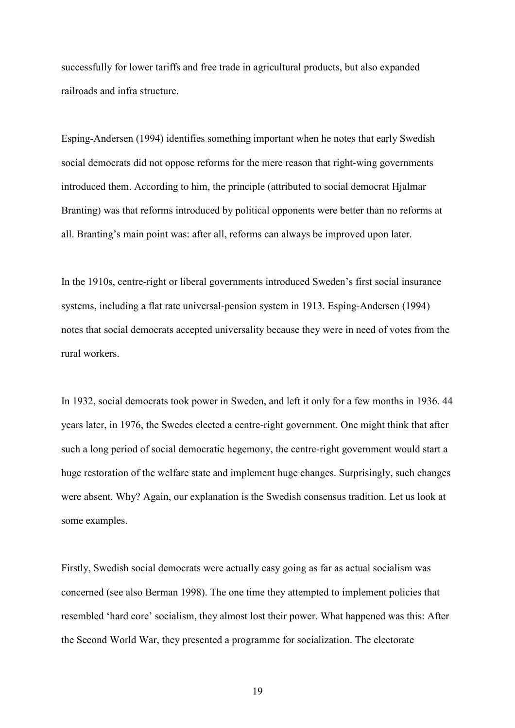successfully for lower tariffs and free trade in agricultural products, but also expanded railroads and infra structure.

Esping-Andersen (1994) identifies something important when he notes that early Swedish social democrats did not oppose reforms for the mere reason that right-wing governments introduced them. According to him, the principle (attributed to social democrat Hjalmar Branting) was that reforms introduced by political opponents were better than no reforms at all. Branting's main point was: after all, reforms can always be improved upon later.

In the 1910s, centre-right or liberal governments introduced Sweden's first social insurance systems, including a flat rate universal-pension system in 1913. Esping-Andersen (1994) notes that social democrats accepted universality because they were in need of votes from the rural workers.

In 1932, social democrats took power in Sweden, and left it only for a few months in 1936. 44 years later, in 1976, the Swedes elected a centre-right government. One might think that after such a long period of social democratic hegemony, the centre-right government would start a huge restoration of the welfare state and implement huge changes. Surprisingly, such changes were absent. Why? Again, our explanation is the Swedish consensus tradition. Let us look at some examples.

Firstly, Swedish social democrats were actually easy going as far as actual socialism was concerned (see also Berman 1998). The one time they attempted to implement policies that resembled 'hard core' socialism, they almost lost their power. What happened was this: After the Second World War, they presented a programme for socialization. The electorate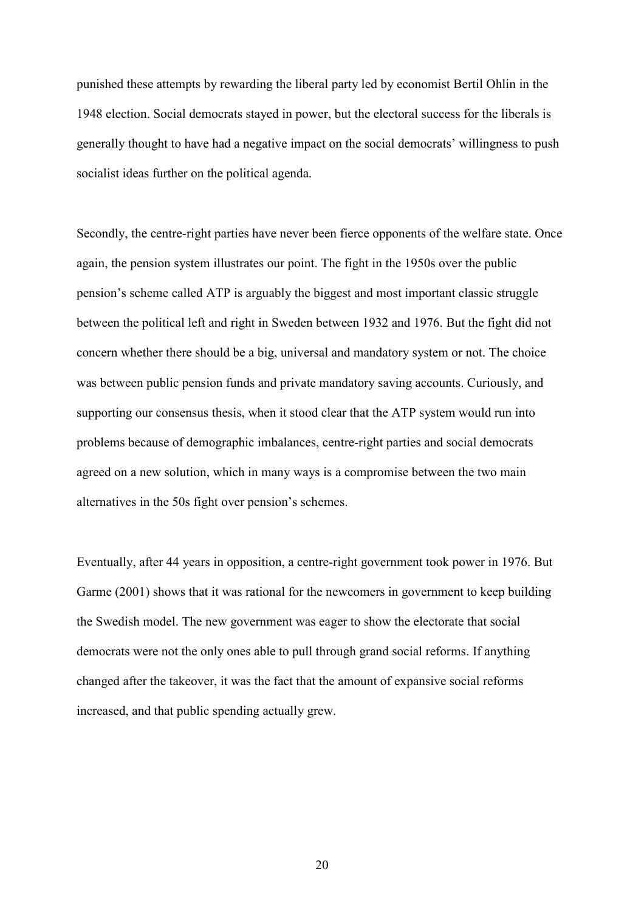punished these attempts by rewarding the liberal party led by economist Bertil Ohlin in the 1948 election. Social democrats stayed in power, but the electoral success for the liberals is generally thought to have had a negative impact on the social democrats' willingness to push socialist ideas further on the political agenda.

Secondly, the centre-right parties have never been fierce opponents of the welfare state. Once again, the pension system illustrates our point. The fight in the 1950s over the public pension's scheme called ATP is arguably the biggest and most important classic struggle between the political left and right in Sweden between 1932 and 1976. But the fight did not concern whether there should be a big, universal and mandatory system or not. The choice was between public pension funds and private mandatory saving accounts. Curiously, and supporting our consensus thesis, when it stood clear that the ATP system would run into problems because of demographic imbalances, centre-right parties and social democrats agreed on a new solution, which in many ways is a compromise between the two main alternatives in the 50s fight over pension's schemes.

Eventually, after 44 years in opposition, a centre-right government took power in 1976. But Garme (2001) shows that it was rational for the newcomers in government to keep building the Swedish model. The new government was eager to show the electorate that social democrats were not the only ones able to pull through grand social reforms. If anything changed after the takeover, it was the fact that the amount of expansive social reforms increased, and that public spending actually grew.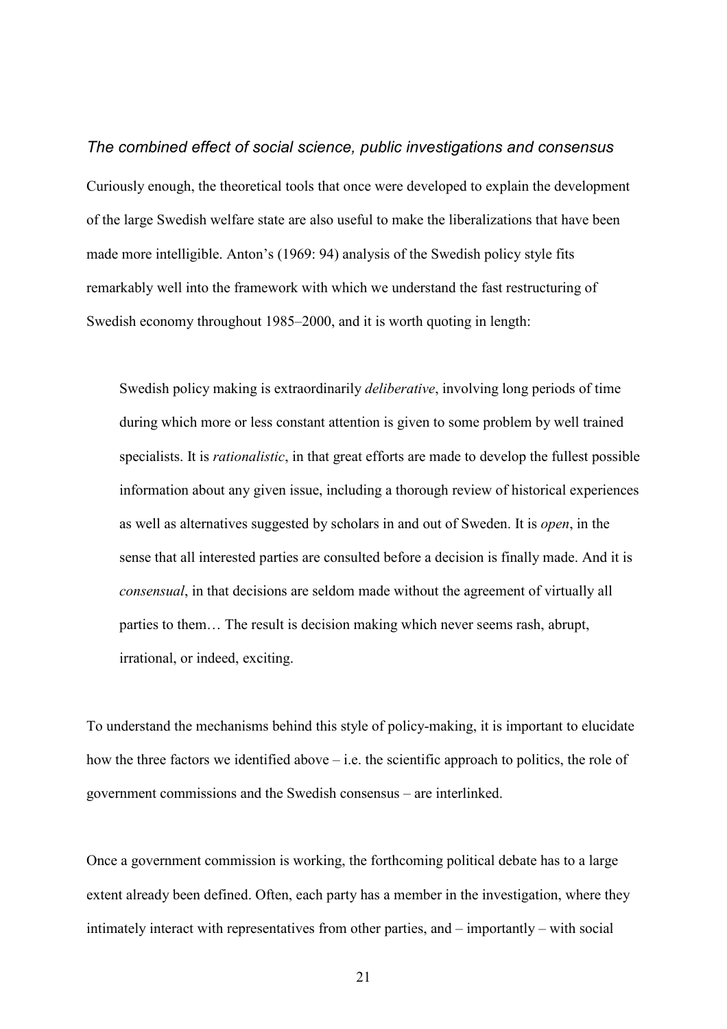### *The combined effect of social science, public investigations and consensus*

Curiously enough, the theoretical tools that once were developed to explain the development of the large Swedish welfare state are also useful to make the liberalizations that have been made more intelligible. Anton's (1969: 94) analysis of the Swedish policy style fits remarkably well into the framework with which we understand the fast restructuring of Swedish economy throughout 1985–2000, and it is worth quoting in length:

> Swedish policy making is extraordinarily *deliberative*, involving long periods of time during which more or less constant attention is given to some problem by well trained specialists. It is *rationalistic*, in that great efforts are made to develop the fullest possible information about any given issue, including a thorough review of historical experiences as well as alternatives suggested by scholars in and out of Sweden. It is *open*, in the sense that all interested parties are consulted before a decision is finally made. And it is *consensual*, in that decisions are seldom made without the agreement of virtually all parties to them… The result is decision making which never seems rash, abrupt, irrational, or indeed, exciting.

To understand the mechanisms behind this style of policy-making, it is important to elucidate how the three factors we identified above – i.e. the scientific approach to politics, the role of government commissions and the Swedish consensus – are interlinked.

Once a government commission is working, the forthcoming political debate has to a large extent already been defined. Often, each party has a member in the investigation, where they intimately interact with representatives from other parties, and – importantly – with social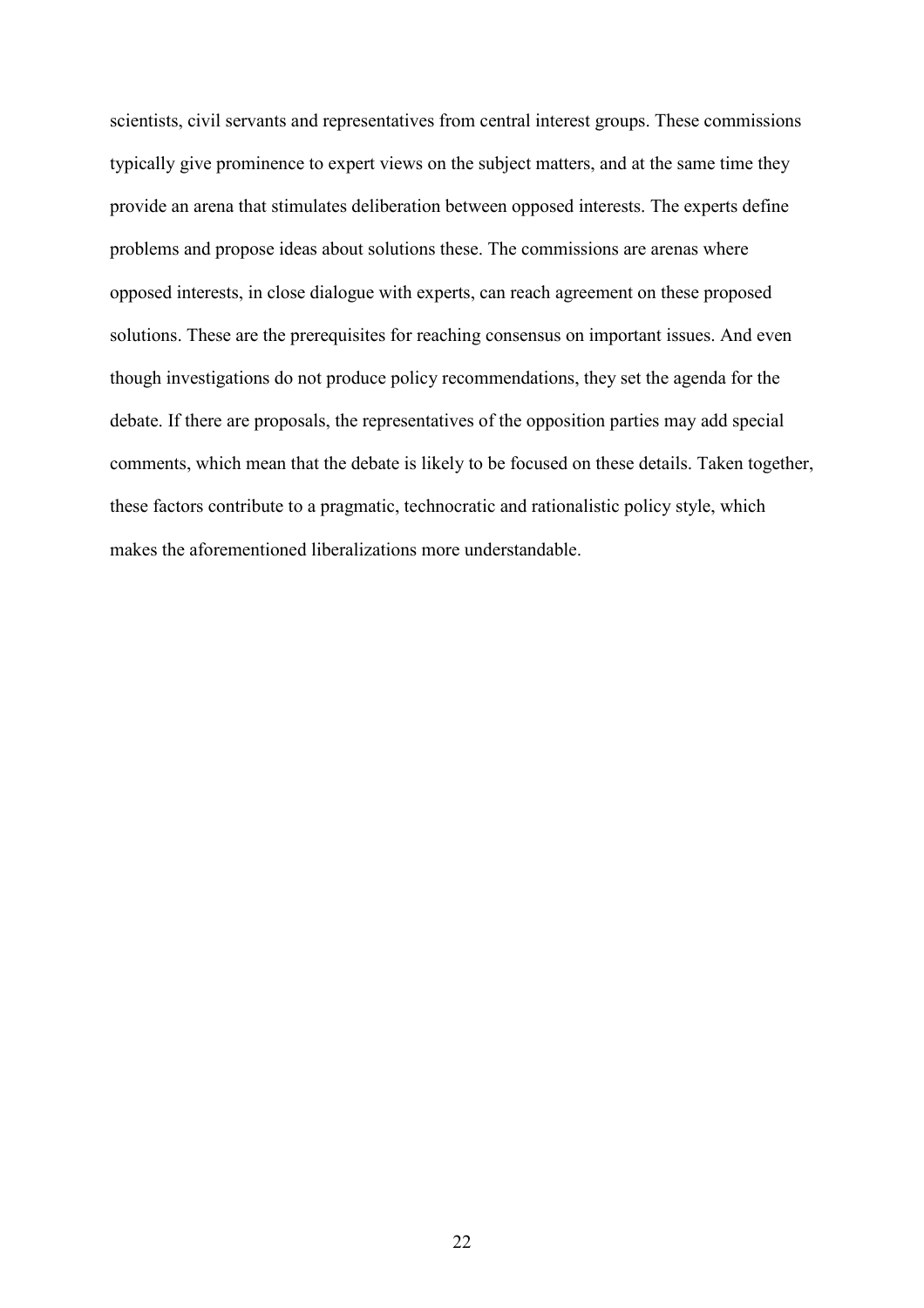scientists, civil servants and representatives from central interest groups. These commissions typically give prominence to expert views on the subject matters, and at the same time they provide an arena that stimulates deliberation between opposed interests. The experts define problems and propose ideas about solutions these. The commissions are arenas where opposed interests, in close dialogue with experts, can reach agreement on these proposed solutions. These are the prerequisites for reaching consensus on important issues. And even though investigations do not produce policy recommendations, they set the agenda for the debate. If there are proposals, the representatives of the opposition parties may add special comments, which mean that the debate is likely to be focused on these details. Taken together, these factors contribute to a pragmatic, technocratic and rationalistic policy style, which makes the aforementioned liberalizations more understandable.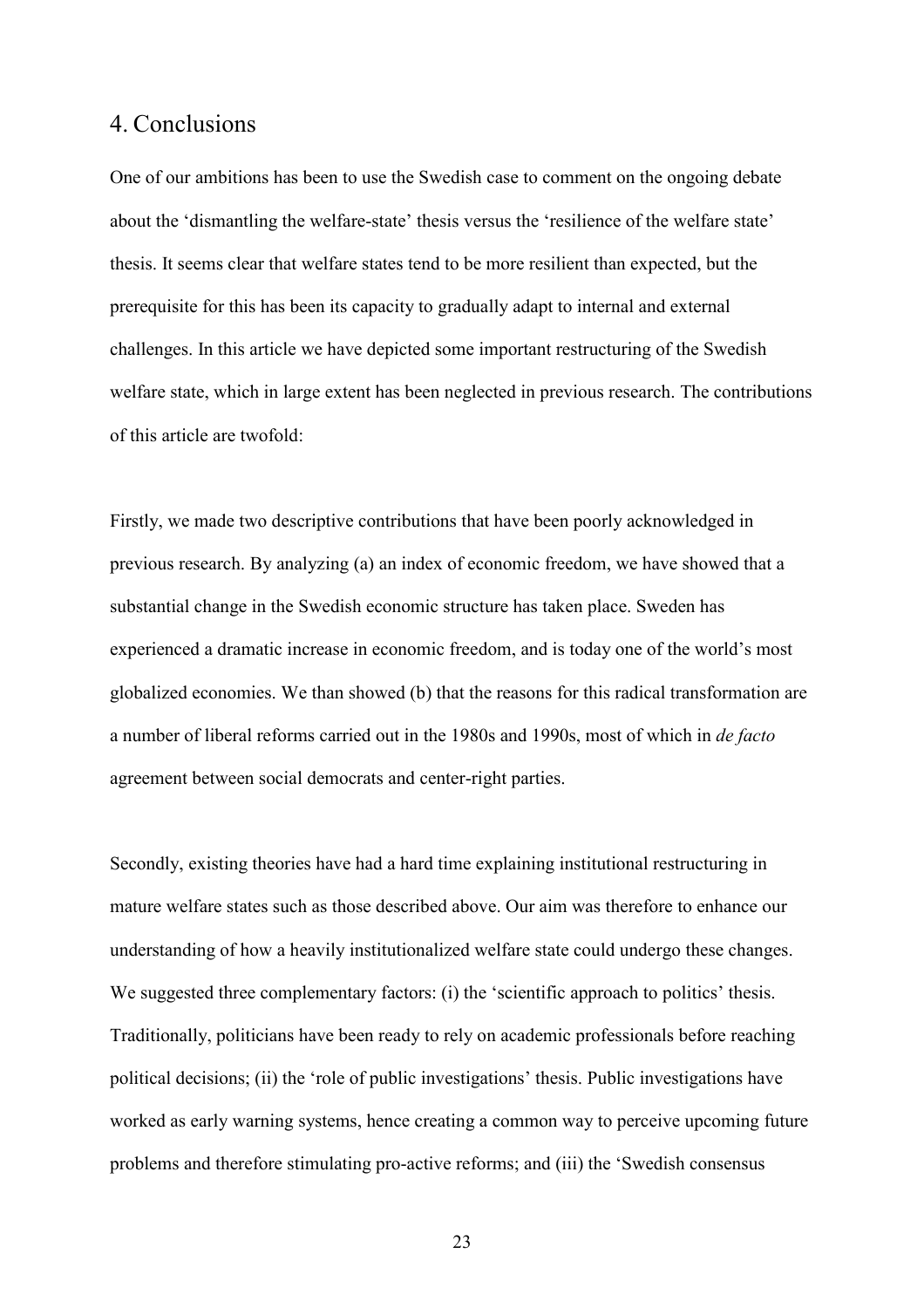## 4. Conclusions

One of our ambitions has been to use the Swedish case to comment on the ongoing debate about the 'dismantling the welfare-state' thesis versus the 'resilience of the welfare state' thesis. It seems clear that welfare states tend to be more resilient than expected, but the prerequisite for this has been its capacity to gradually adapt to internal and external challenges. In this article we have depicted some important restructuring of the Swedish welfare state, which in large extent has been neglected in previous research. The contributions of this article are twofold:

Firstly, we made two descriptive contributions that have been poorly acknowledged in previous research. By analyzing (a) an index of economic freedom, we have showed that a substantial change in the Swedish economic structure has taken place. Sweden has experienced a dramatic increase in economic freedom, and is today one of the world's most globalized economies. We than showed (b) that the reasons for this radical transformation are a number of liberal reforms carried out in the 1980s and 1990s, most of which in *de facto* agreement between social democrats and center-right parties.

Secondly, existing theories have had a hard time explaining institutional restructuring in mature welfare states such as those described above. Our aim was therefore to enhance our understanding of how a heavily institutionalized welfare state could undergo these changes. We suggested three complementary factors: (i) the 'scientific approach to politics' thesis. Traditionally, politicians have been ready to rely on academic professionals before reaching political decisions; (ii) the 'role of public investigations' thesis. Public investigations have worked as early warning systems, hence creating a common way to perceive upcoming future problems and therefore stimulating pro-active reforms; and (iii) the 'Swedish consensus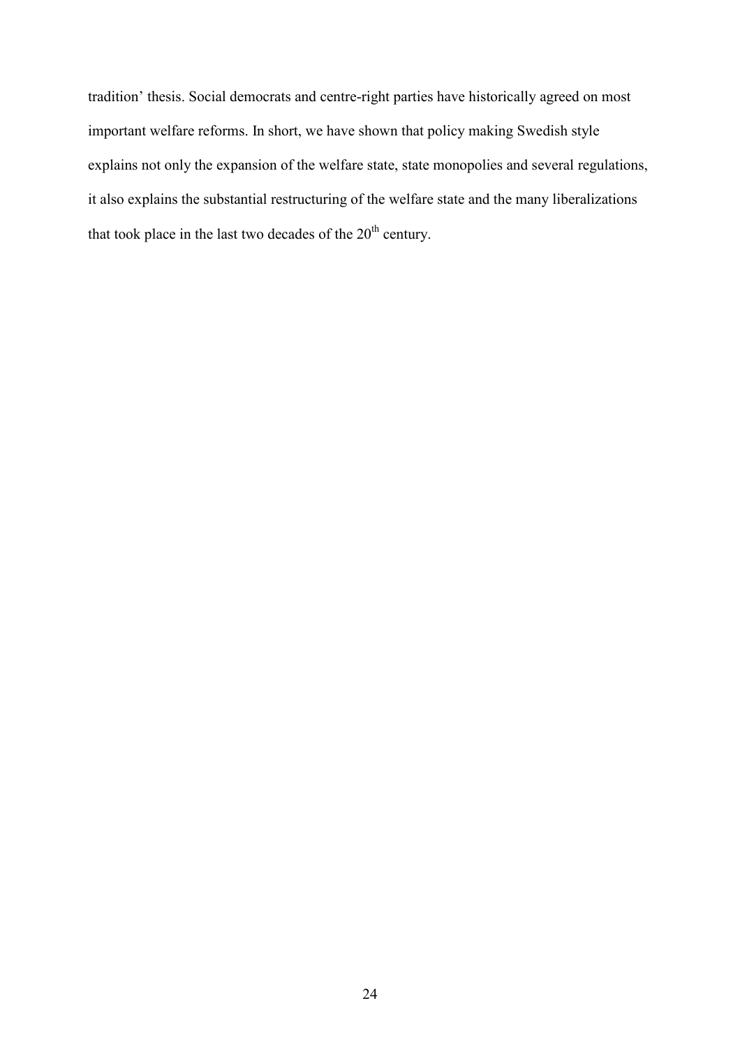tradition' thesis. Social democrats and centre-right parties have historically agreed on most important welfare reforms. In short, we have shown that policy making Swedish style explains not only the expansion of the welfare state, state monopolies and several regulations, it also explains the substantial restructuring of the welfare state and the many liberalizations that took place in the last two decades of the 20th century.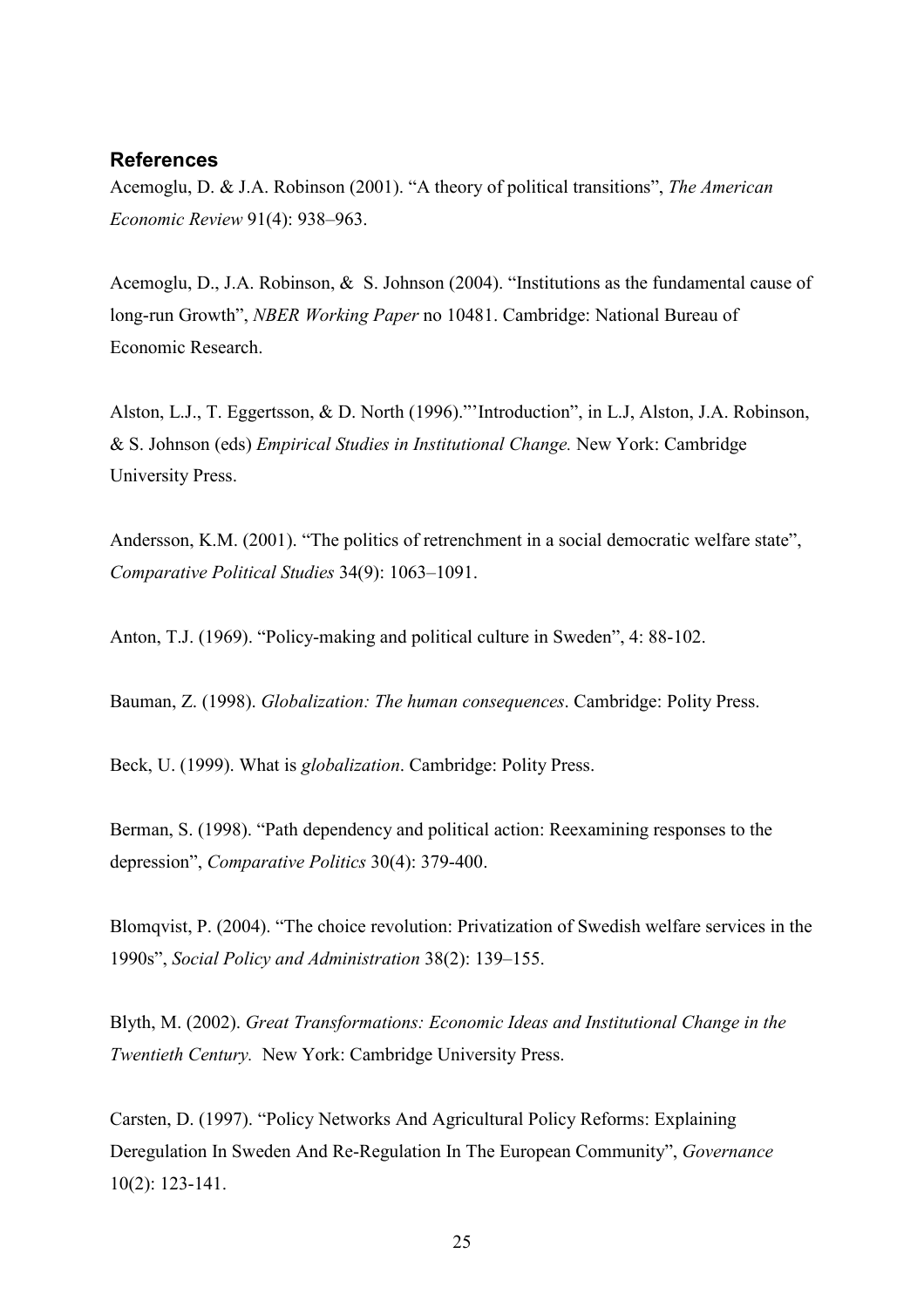## References

Acemoglu, D. & J.A. Robinson (2001). "A theory of political transitions", *The American Economic Review* 91(4): 938–963.

Acemoglu, D., J.A. Robinson, & S. Johnson (2004). "Institutions as the fundamental cause of long-run Growth", *NBER Working Paper* no 10481. Cambridge: National Bureau of Economic Research.

Alston, L.J., T. Eggertsson, & D. North (1996)."'Introduction", in L.J, Alston, J.A. Robinson, & S. Johnson (eds) *Empirical Studies in Institutional Change.* New York: Cambridge University Press.

Andersson, K.M. (2001). "The politics of retrenchment in a social democratic welfare state", *Comparative Political Studies* 34(9): 1063–1091.

Anton, T.J. (1969). "Policy-making and political culture in Sweden", 4: 88-102.

Bauman, Z. (1998). *Globalization: The human consequences*. Cambridge: Polity Press.

Beck, U. (1999). What is *globalization*. Cambridge: Polity Press.

Berman, S. (1998). "Path dependency and political action: Reexamining responses to the depression", *Comparative Politics* 30(4): 379-400.

Blomqvist, P. (2004). "The choice revolution: Privatization of Swedish welfare services in the 1990s", *Social Policy and Administration* 38(2): 139–155.

Blyth, M. (2002). *Great Transformations: Economic Ideas and Institutional Change in the Twentieth Century.* New York: Cambridge University Press.

Carsten, D. (1997). "Policy Networks And Agricultural Policy Reforms: Explaining Deregulation In Sweden And Re-Regulation In The European Community", *Governance* 10(2): 123-141.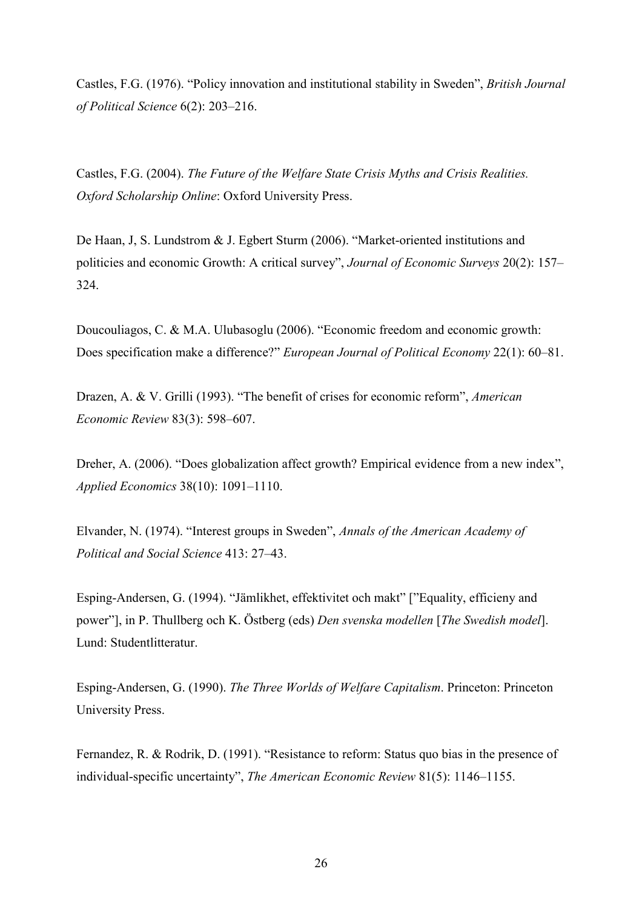Castles, F.G. (1976). "Policy innovation and institutional stability in Sweden", *British Journal of Political Science* 6(2): 203–216.

Castles, F.G. (2004). *The Future of the Welfare State Crisis Myths and Crisis Realities. Oxford Scholarship Online*: Oxford University Press.

De Haan, J, S. Lundstrom & J. Egbert Sturm (2006). "Market-oriented institutions and politicies and economic Growth: A critical survey", *Journal of Economic Surveys* 20(2): 157–324.

Doucouliagos, C. & M.A. Ulubasoglu (2006). "Economic freedom and economic growth: Does specification make a difference?" *European Journal of Political Economy* 22(1): 60–81.

Drazen, A. & V. Grilli (1993). "The benefit of crises for economic reform", *American Economic Review* 83(3): 598–607.

Dreher, A. (2006). "Does globalization affect growth? Empirical evidence from a new index", *Applied Economics* 38(10): 1091–1110.

Elvander, N. (1974). "Interest groups in Sweden", *Annals of the American Academy of Political and Social Science* 413: 27–43.

Esping-Andersen, G. (1994). "Jämlikhet, effektivitet och makt" ["Equality, efficieny and power"], in P. Thullberg och K. Östberg (eds) *Den svenska modellen* [*The Swedish model*]. Lund: Studentlitteratur.

Esping-Andersen, G. (1990). *The Three Worlds of Welfare Capitalism*. Princeton: Princeton University Press.

Fernandez, R. & Rodrik, D. (1991). "Resistance to reform: Status quo bias in the presence of individual-specific uncertainty", *The American Economic Review* 81(5): 1146–1155.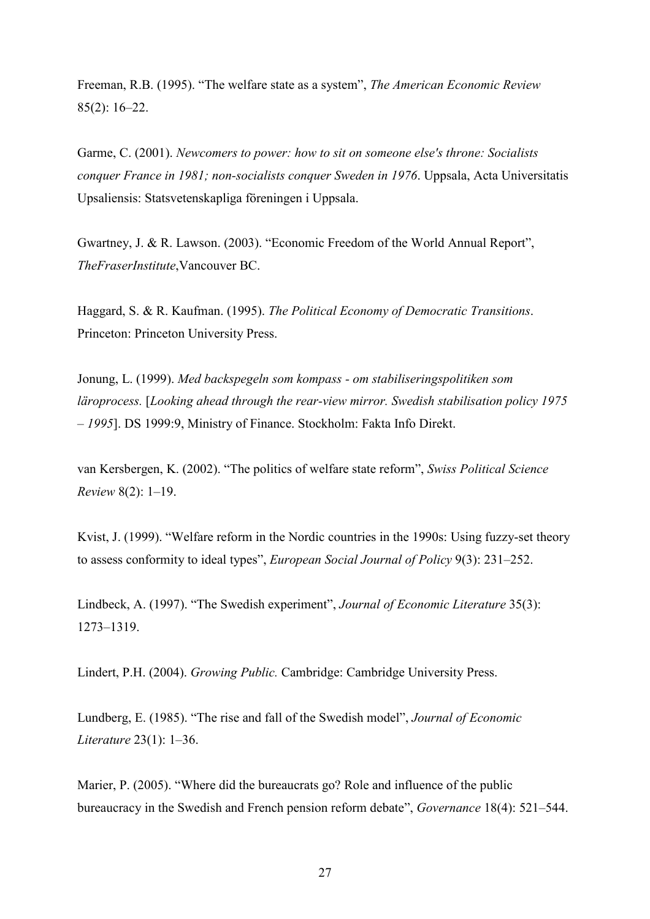Freeman, R.B. (1995). “The welfare state as a system”, *The American Economic Review* 85(2): 16–22.

Garme, C. (2001). *Newcomers to power: how to sit on someone else's throne: Socialists conquer France in 1981; non-socialists conquer Sweden in 1976*. Uppsala, Acta Universitatis Upsaliensis: Statsvetenskapliga föreningen i Uppsala.

Gwartney, J. & R. Lawson. (2003). “Economic Freedom of the World Annual Report”, *TheFraserInstitute*,Vancouver BC.

Haggard, S. & R. Kaufman. (1995). *The Political Economy of Democratic Transitions*. Princeton: Princeton University Press.

Jonung, L. (1999). *Med backspegeln som kompass - om stabiliseringspolitiken som läroprocess.* [*Looking ahead through the rear-view mirror. Swedish stabilisation policy 1975 – 1995*]. DS 1999:9, Ministry of Finance. Stockholm: Fakta Info Direkt.

van Kersbergen, K. (2002). “The politics of welfare state reform”, *Swiss Political Science Review* 8(2): 1–19.

Kvist, J. (1999). “Welfare reform in the Nordic countries in the 1990s: Using fuzzy-set theory to assess conformity to ideal types”, *European Social Journal of Policy* 9(3): 231–252.

Lindbeck, A. (1997). “The Swedish experiment”, *Journal of Economic Literature* 35(3): 1273–1319.

Lindert, P.H. (2004). *Growing Public.* Cambridge: Cambridge University Press.

Lundberg, E. (1985). “The rise and fall of the Swedish model”, *Journal of Economic Literature* 23(1): 1–36.

Marier, P. (2005). “Where did the bureaucrats go? Role and influence of the public bureaucracy in the Swedish and French pension reform debate”, *Governance* 18(4): 521–544.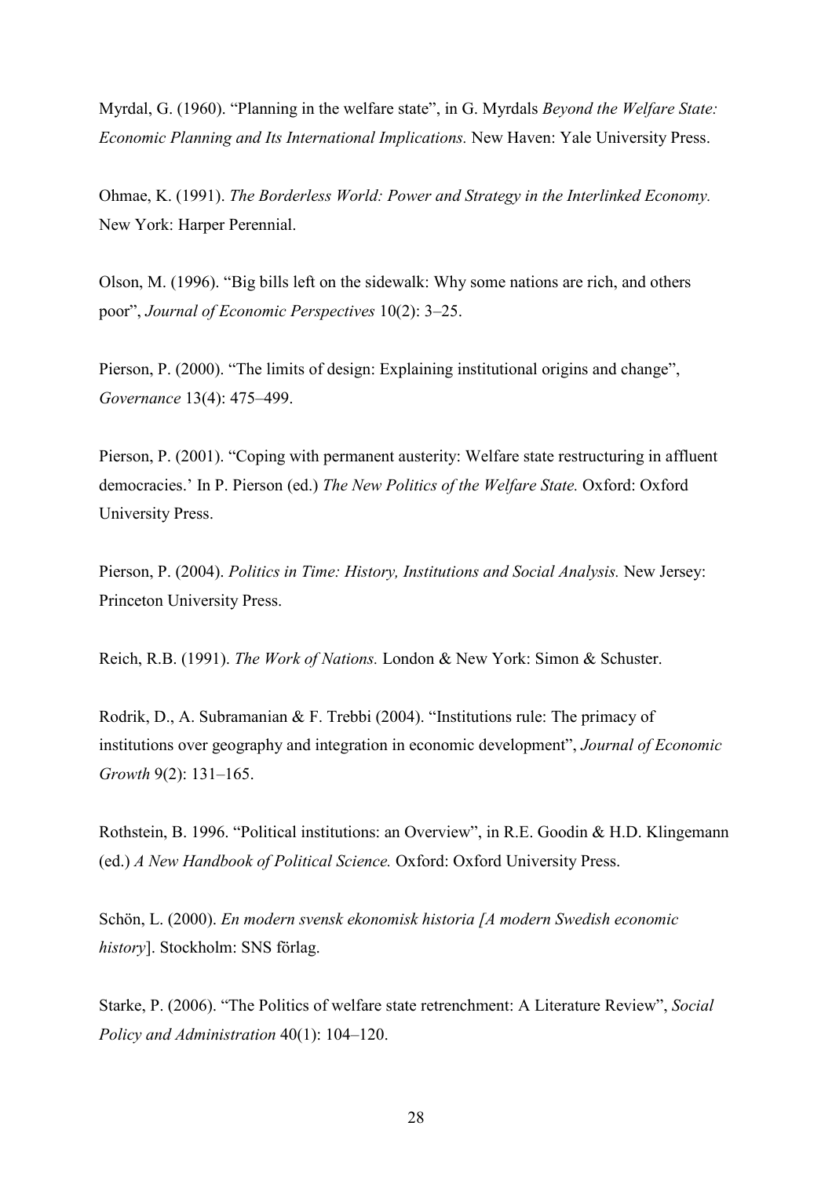Myrdal, G. (1960). “Planning in the welfare state”, in G. Myrdals *Beyond the Welfare State: Economic Planning and Its International Implications.* New Haven: Yale University Press.

Ohmae, K. (1991). *The Borderless World: Power and Strategy in the Interlinked Economy.* New York: Harper Perennial.

Olson, M. (1996). “Big bills left on the sidewalk: Why some nations are rich, and others poor”, *Journal of Economic Perspectives* 10(2): 3–25.

Pierson, P. (2000). “The limits of design: Explaining institutional origins and change”, *Governance* 13(4): 475–499.

Pierson, P. (2001). “Coping with permanent austerity: Welfare state restructuring in affluent democracies.’ In P. Pierson (ed.) *The New Politics of the Welfare State.* Oxford: Oxford University Press.

Pierson, P. (2004). *Politics in Time: History, Institutions and Social Analysis.* New Jersey: Princeton University Press.

Reich, R.B. (1991). *The Work of Nations.* London & New York: Simon & Schuster.

Rodrik, D., A. Subramanian & F. Trebbi (2004). “Institutions rule: The primacy of institutions over geography and integration in economic development”, *Journal of Economic Growth* 9(2): 131–165.

Rothstein, B. 1996. “Political institutions: an Overview”, in R.E. Goodin & H.D. Klingemann (ed.) *A New Handbook of Political Science.* Oxford: Oxford University Press.

Schön, L. (2000). *En modern svensk ekonomisk historia [A modern Swedish economic history*]. Stockholm: SNS förlag.

Starke, P. (2006). “The Politics of welfare state retrenchment: A Literature Review”, *Social Policy and Administration* 40(1): 104–120.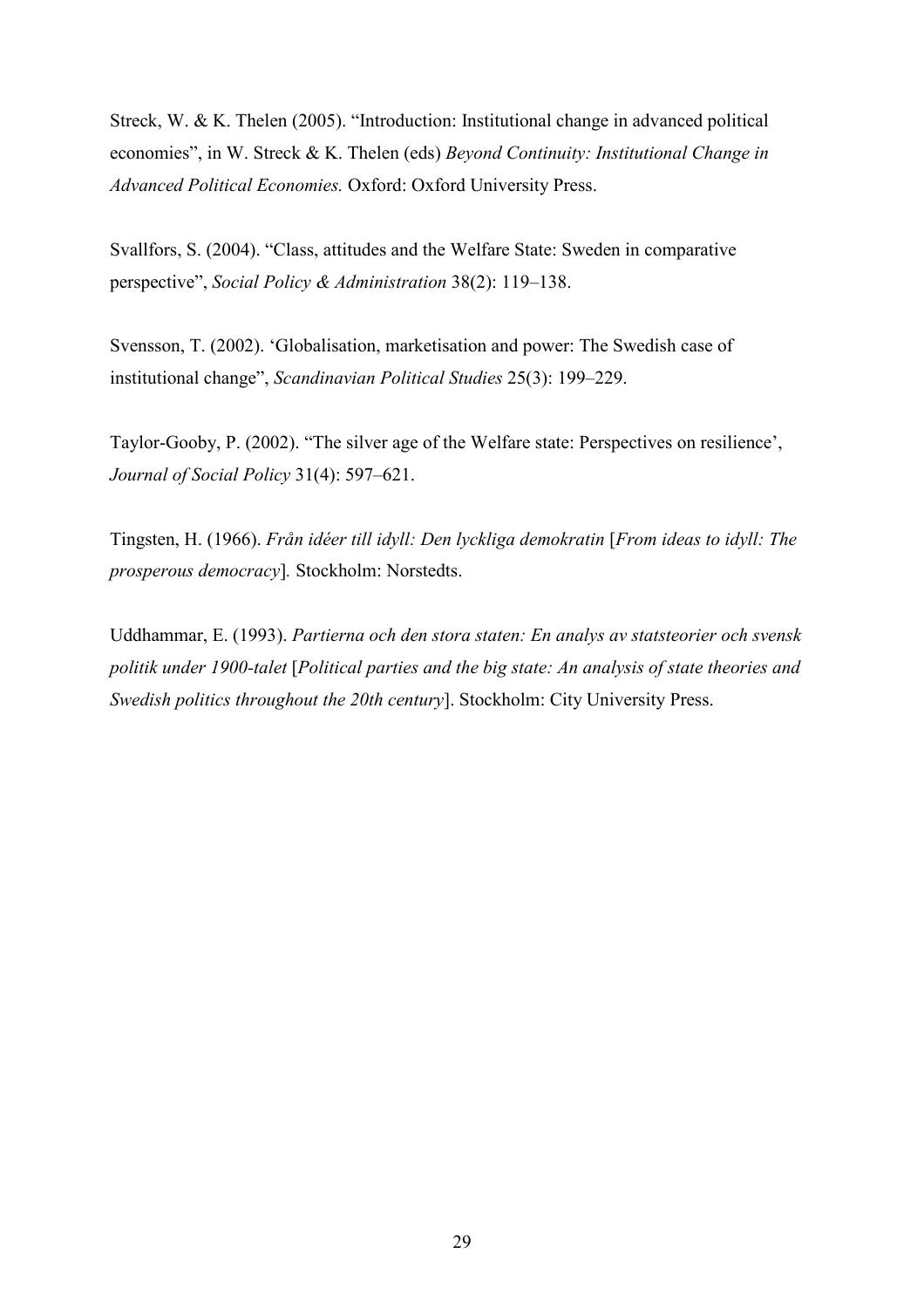Streck, W. & K. Thelen (2005). "Introduction: Institutional change in advanced political economies", in W. Streck & K. Thelen (eds) *Beyond Continuity: Institutional Change in Advanced Political Economies.* Oxford: Oxford University Press.

Svallfors, S. (2004). "Class, attitudes and the Welfare State: Sweden in comparative perspective", *Social Policy & Administration* 38(2): 119–138.

Svensson, T. (2002). 'Globalisation, marketisation and power: The Swedish case of institutional change", *Scandinavian Political Studies* 25(3): 199–229.

Taylor-Gooby, P. (2002). "The silver age of the Welfare state: Perspectives on resilience', *Journal of Social Policy* 31(4): 597–621.

Tingsten, H. (1966). *Från idéer till idyll: Den lyckliga demokratin* [*From ideas to idyll: The prosperous democracy*]*.* Stockholm: Norstedts.

Uddhammar, E. (1993). *Partierna och den stora staten: En analys av statsteorier och svensk politik under 1900-talet* [*Political parties and the big state: An analysis of state theories and Swedish politics throughout the 20th century*]. Stockholm: City University Press.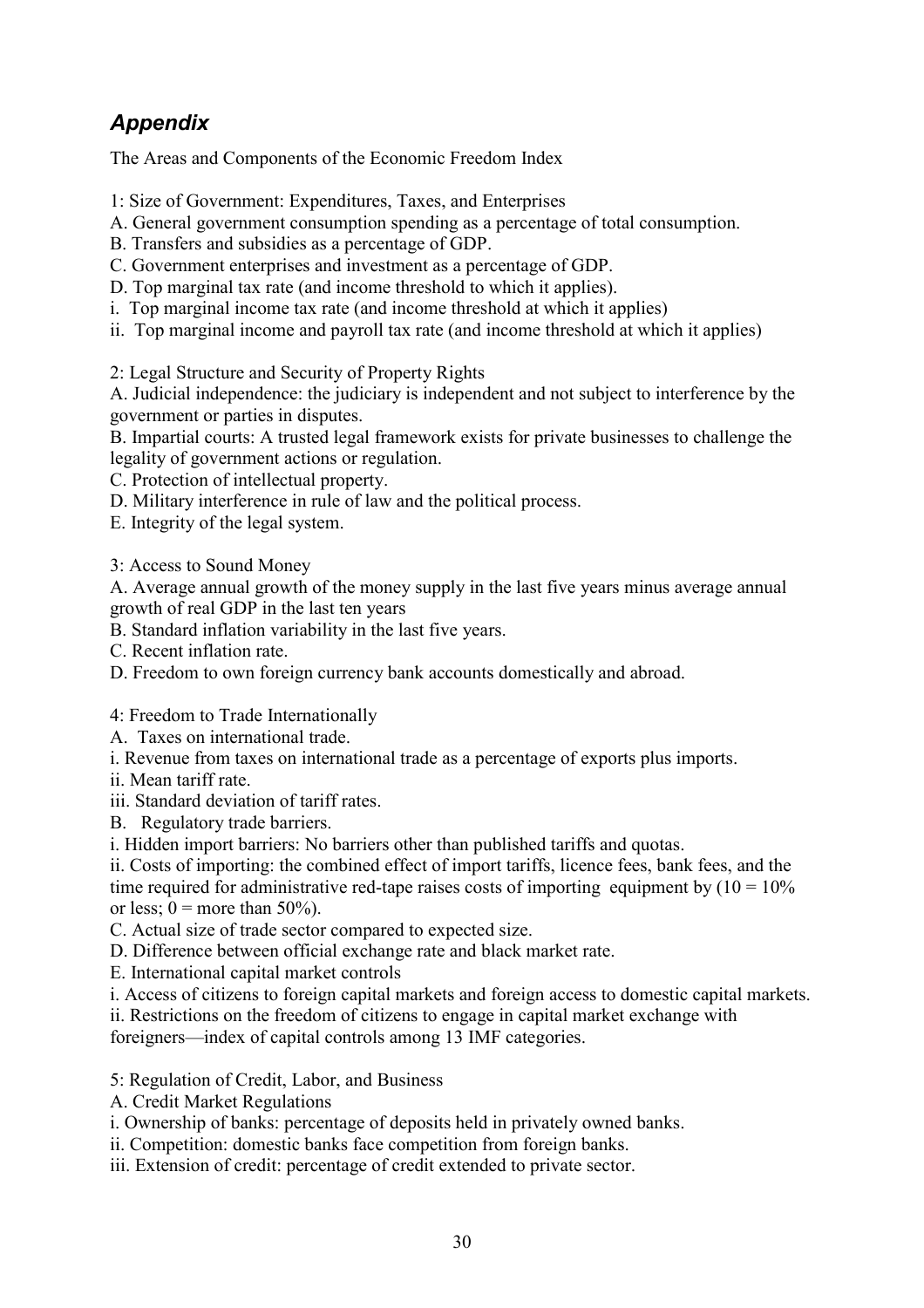## *Appendix*

The Areas and Components of the Economic Freedom Index

1: Size of Government: Expenditures, Taxes, and Enterprises
A. General government consumption spending as a percentage of total consumption.
B. Transfers and subsidies as a percentage of GDP.
C. Government enterprises and investment as a percentage of GDP.
D. Top marginal tax rate (and income threshold to which it applies).
i. Top marginal income tax rate (and income threshold at which it applies)
ii. Top marginal income and payroll tax rate (and income threshold at which it applies)

2: Legal Structure and Security of Property Rights
A. Judicial independence: the judiciary is independent and not subject to interference by the government or parties in disputes.
B. Impartial courts: A trusted legal framework exists for private businesses to challenge the legality of government actions or regulation.
C. Protection of intellectual property.
D. Military interference in rule of law and the political process.
E. Integrity of the legal system.

3: Access to Sound Money
A. Average annual growth of the money supply in the last five years minus average annual growth of real GDP in the last ten years
B. Standard inflation variability in the last five years.
C. Recent inflation rate.
D. Freedom to own foreign currency bank accounts domestically and abroad.

4: Freedom to Trade Internationally
A. Taxes on international trade.
i. Revenue from taxes on international trade as a percentage of exports plus imports.
ii. Mean tariff rate.
iii. Standard deviation of tariff rates.
B. Regulatory trade barriers.
i. Hidden import barriers: No barriers other than published tariffs and quotas.
ii. Costs of importing: the combined effect of import tariffs, licence fees, bank fees, and the time required for administrative red-tape raises costs of importing equipment by (10 = 10% or less; 0 = more than 50%).
C. Actual size of trade sector compared to expected size.
D. Difference between official exchange rate and black market rate.
E. International capital market controls
i. Access of citizens to foreign capital markets and foreign access to domestic capital markets.
ii. Restrictions on the freedom of citizens to engage in capital market exchange with foreigners—index of capital controls among 13 IMF categories.

5: Regulation of Credit, Labor, and Business
A. Credit Market Regulations
i. Ownership of banks: percentage of deposits held in privately owned banks.
ii. Competition: domestic banks face competition from foreign banks.
iii. Extension of credit: percentage of credit extended to private sector.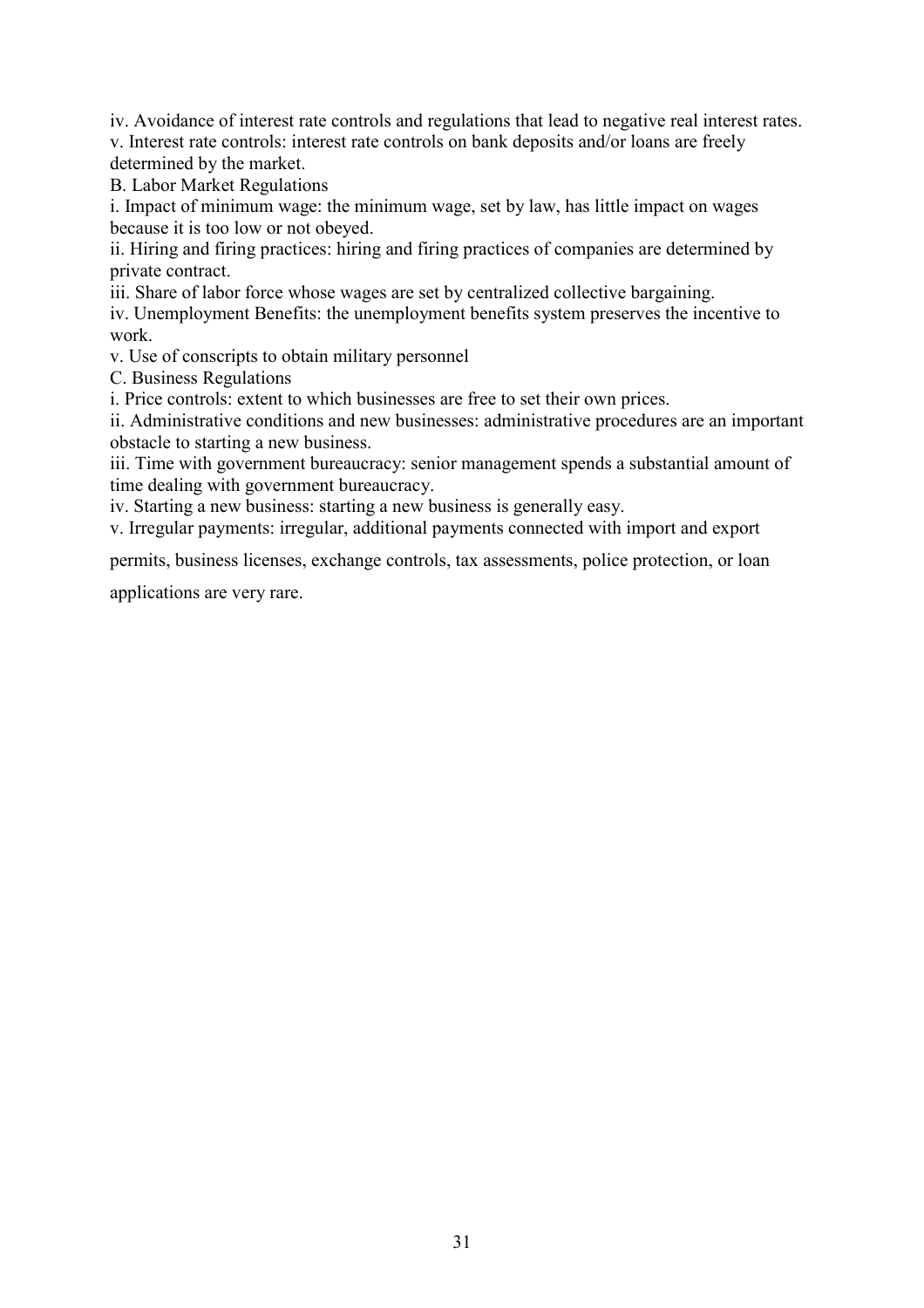iv. Avoidance of interest rate controls and regulations that lead to negative real interest rates.
v. Interest rate controls: interest rate controls on bank deposits and/or loans are freely determined by the market.

B. Labor Market Regulations

i. Impact of minimum wage: the minimum wage, set by law, has little impact on wages because it is too low or not obeyed.
ii. Hiring and firing practices: hiring and firing practices of companies are determined by private contract.
iii. Share of labor force whose wages are set by centralized collective bargaining.
iv. Unemployment Benefits: the unemployment benefits system preserves the incentive to work.
v. Use of conscripts to obtain military personnel

C. Business Regulations

i. Price controls: extent to which businesses are free to set their own prices.
ii. Administrative conditions and new businesses: administrative procedures are an important obstacle to starting a new business.
iii. Time with government bureaucracy: senior management spends a substantial amount of time dealing with government bureaucracy.
iv. Starting a new business: starting a new business is generally easy.
v. Irregular payments: irregular, additional payments connected with import and export permits, business licenses, exchange controls, tax assessments, police protection, or loan applications are very rare.